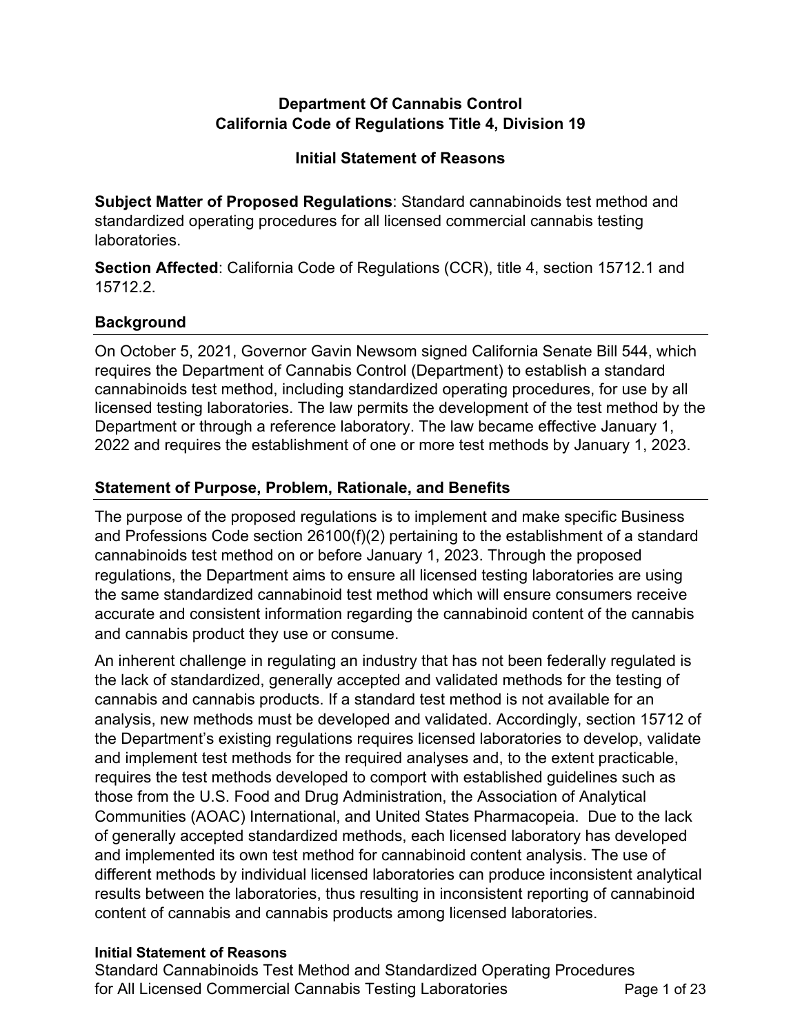# Department Of Cannabis Control
# California Code of Regulations Title 4, Division 19

## Initial Statement of Reasons

**Subject Matter of Proposed Regulations**: Standard cannabinoids test method and standardized operating procedures for all licensed commercial cannabis testing laboratories.

**Section Affected**: California Code of Regulations (CCR), title 4, section 15712.1 and 15712.2.

## Background

On October 5, 2021, Governor Gavin Newsom signed California Senate Bill 544, which requires the Department of Cannabis Control (Department) to establish a standard cannabinoids test method, including standardized operating procedures, for use by all licensed testing laboratories. The law permits the development of the test method by the Department or through a reference laboratory. The law became effective January 1, 2022 and requires the establishment of one or more test methods by January 1, 2023.

## Statement of Purpose, Problem, Rationale, and Benefits

The purpose of the proposed regulations is to implement and make specific Business and Professions Code section 26100(f)(2) pertaining to the establishment of a standard cannabinoids test method on or before January 1, 2023. Through the proposed regulations, the Department aims to ensure all licensed testing laboratories are using the same standardized cannabinoid test method which will ensure consumers receive accurate and consistent information regarding the cannabinoid content of the cannabis and cannabis product they use or consume.

An inherent challenge in regulating an industry that has not been federally regulated is the lack of standardized, generally accepted and validated methods for the testing of cannabis and cannabis products. If a standard test method is not available for an analysis, new methods must be developed and validated. Accordingly, section 15712 of the Department's existing regulations requires licensed laboratories to develop, validate and implement test methods for the required analyses and, to the extent practicable, requires the test methods developed to comport with established guidelines such as those from the U.S. Food and Drug Administration, the Association of Analytical Communities (AOAC) International, and United States Pharmacopeia. Due to the lack of generally accepted standardized methods, each licensed laboratory has developed and implemented its own test method for cannabinoid content analysis. The use of different methods by individual licensed laboratories can produce inconsistent analytical results between the laboratories, thus resulting in inconsistent reporting of cannabinoid content of cannabis and cannabis products among licensed laboratories.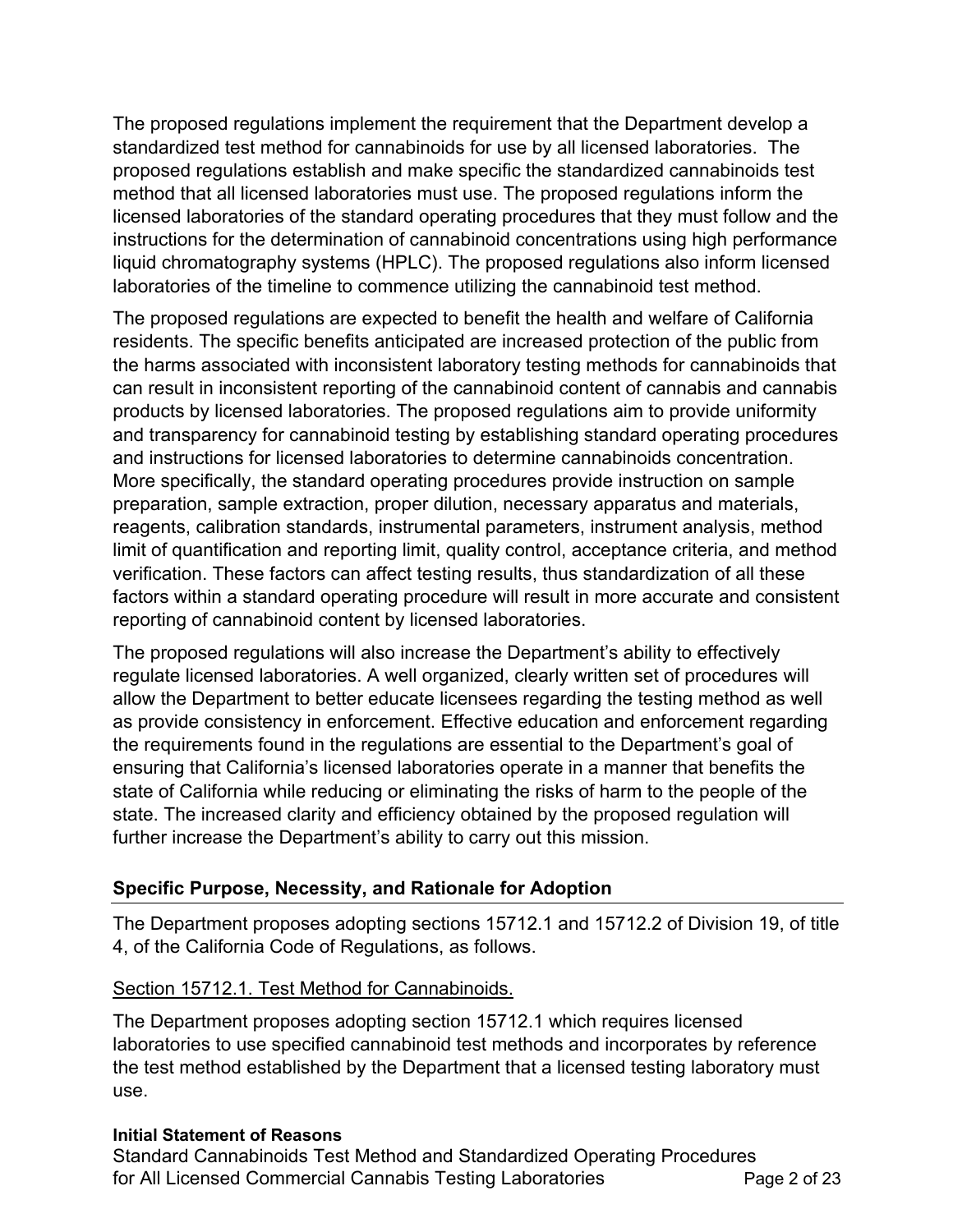The proposed regulations implement the requirement that the Department develop a standardized test method for cannabinoids for use by all licensed laboratories. The proposed regulations establish and make specific the standardized cannabinoids test method that all licensed laboratories must use. The proposed regulations inform the licensed laboratories of the standard operating procedures that they must follow and the instructions for the determination of cannabinoid concentrations using high performance liquid chromatography systems (HPLC). The proposed regulations also inform licensed laboratories of the timeline to commence utilizing the cannabinoid test method.

The proposed regulations are expected to benefit the health and welfare of California residents. The specific benefits anticipated are increased protection of the public from the harms associated with inconsistent laboratory testing methods for cannabinoids that can result in inconsistent reporting of the cannabinoid content of cannabis and cannabis products by licensed laboratories. The proposed regulations aim to provide uniformity and transparency for cannabinoid testing by establishing standard operating procedures and instructions for licensed laboratories to determine cannabinoids concentration. More specifically, the standard operating procedures provide instruction on sample preparation, sample extraction, proper dilution, necessary apparatus and materials, reagents, calibration standards, instrumental parameters, instrument analysis, method limit of quantification and reporting limit, quality control, acceptance criteria, and method verification. These factors can affect testing results, thus standardization of all these factors within a standard operating procedure will result in more accurate and consistent reporting of cannabinoid content by licensed laboratories.

The proposed regulations will also increase the Department's ability to effectively regulate licensed laboratories. A well organized, clearly written set of procedures will allow the Department to better educate licensees regarding the testing method as well as provide consistency in enforcement. Effective education and enforcement regarding the requirements found in the regulations are essential to the Department's goal of ensuring that California's licensed laboratories operate in a manner that benefits the state of California while reducing or eliminating the risks of harm to the people of the state. The increased clarity and efficiency obtained by the proposed regulation will further increase the Department's ability to carry out this mission.

## Specific Purpose, Necessity, and Rationale for Adoption

The Department proposes adopting sections 15712.1 and 15712.2 of Division 19, of title 4, of the California Code of Regulations, as follows.

### Section 15712.1. Test Method for Cannabinoids.

The Department proposes adopting section 15712.1 which requires licensed laboratories to use specified cannabinoid test methods and incorporates by reference the test method established by the Department that a licensed testing laboratory must use.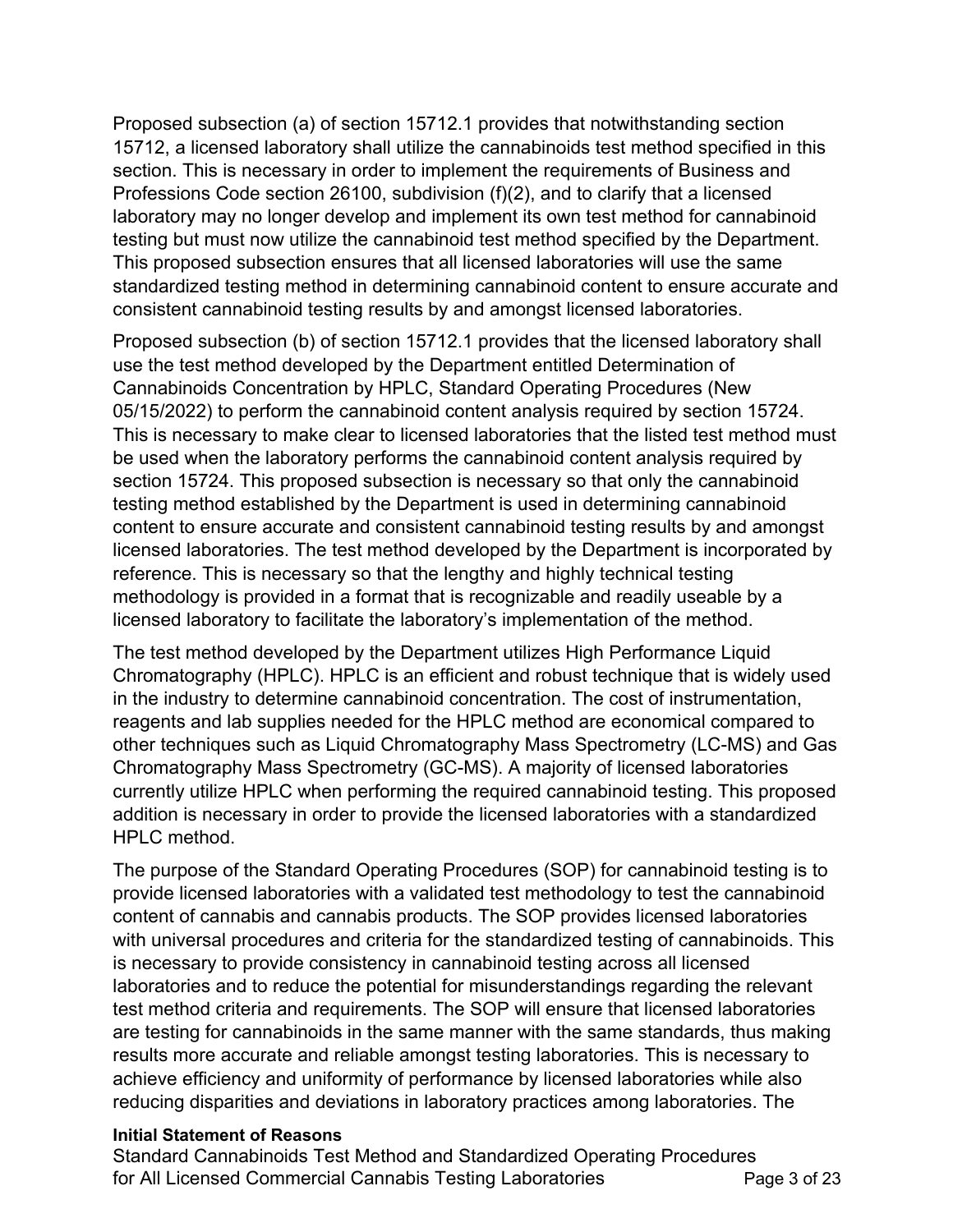Proposed subsection (a) of section 15712.1 provides that notwithstanding section 15712, a licensed laboratory shall utilize the cannabinoids test method specified in this section. This is necessary in order to implement the requirements of Business and Professions Code section 26100, subdivision (f)(2), and to clarify that a licensed laboratory may no longer develop and implement its own test method for cannabinoid testing but must now utilize the cannabinoid test method specified by the Department. This proposed subsection ensures that all licensed laboratories will use the same standardized testing method in determining cannabinoid content to ensure accurate and consistent cannabinoid testing results by and amongst licensed laboratories.

Proposed subsection (b) of section 15712.1 provides that the licensed laboratory shall use the test method developed by the Department entitled Determination of Cannabinoids Concentration by HPLC, Standard Operating Procedures (New 05/15/2022) to perform the cannabinoid content analysis required by section 15724. This is necessary to make clear to licensed laboratories that the listed test method must be used when the laboratory performs the cannabinoid content analysis required by section 15724. This proposed subsection is necessary so that only the cannabinoid testing method established by the Department is used in determining cannabinoid content to ensure accurate and consistent cannabinoid testing results by and amongst licensed laboratories. The test method developed by the Department is incorporated by reference. This is necessary so that the lengthy and highly technical testing methodology is provided in a format that is recognizable and readily useable by a licensed laboratory to facilitate the laboratory's implementation of the method.

The test method developed by the Department utilizes High Performance Liquid Chromatography (HPLC). HPLC is an efficient and robust technique that is widely used in the industry to determine cannabinoid concentration. The cost of instrumentation, reagents and lab supplies needed for the HPLC method are economical compared to other techniques such as Liquid Chromatography Mass Spectrometry (LC-MS) and Gas Chromatography Mass Spectrometry (GC-MS). A majority of licensed laboratories currently utilize HPLC when performing the required cannabinoid testing. This proposed addition is necessary in order to provide the licensed laboratories with a standardized HPLC method.

The purpose of the Standard Operating Procedures (SOP) for cannabinoid testing is to provide licensed laboratories with a validated test methodology to test the cannabinoid content of cannabis and cannabis products. The SOP provides licensed laboratories with universal procedures and criteria for the standardized testing of cannabinoids. This is necessary to provide consistency in cannabinoid testing across all licensed laboratories and to reduce the potential for misunderstandings regarding the relevant test method criteria and requirements. The SOP will ensure that licensed laboratories are testing for cannabinoids in the same manner with the same standards, thus making results more accurate and reliable amongst testing laboratories. This is necessary to achieve efficiency and uniformity of performance by licensed laboratories while also reducing disparities and deviations in laboratory practices among laboratories. The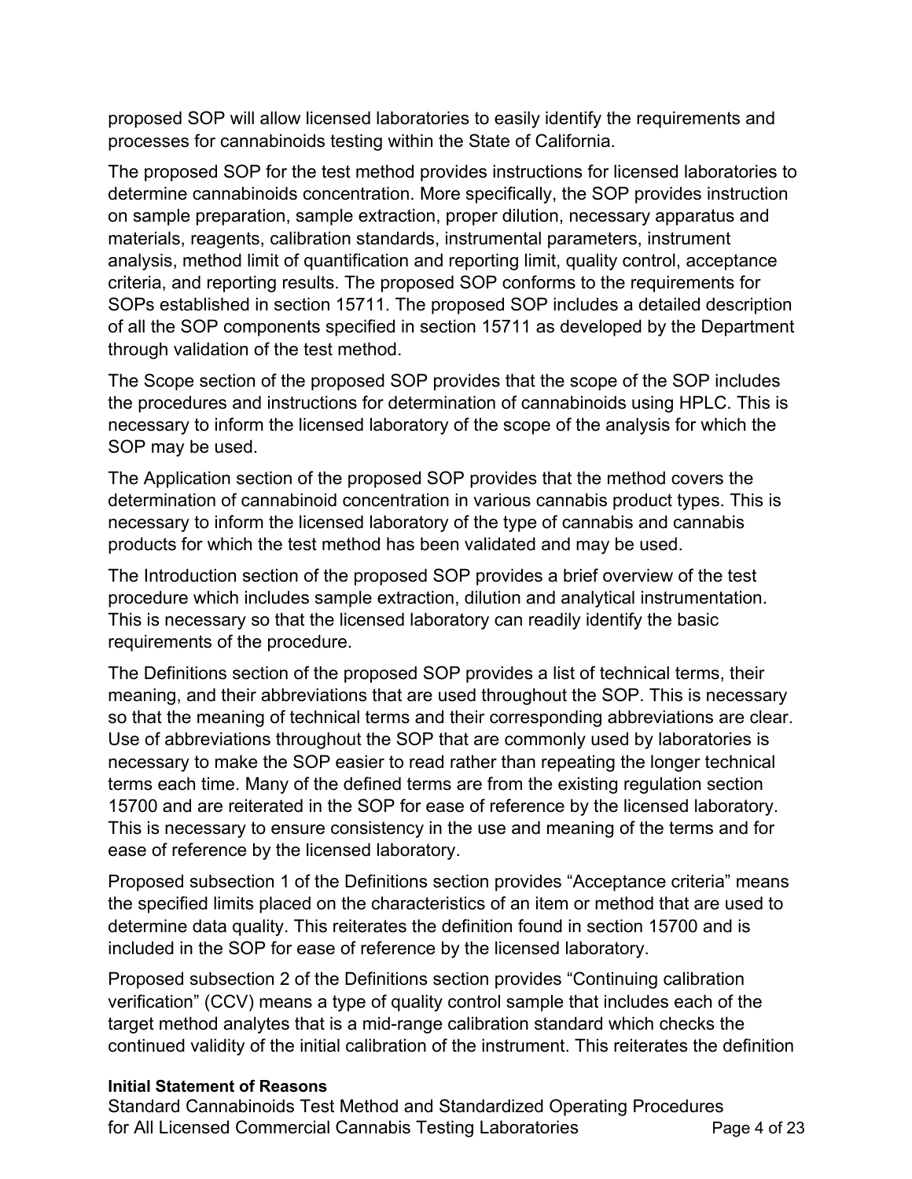proposed SOP will allow licensed laboratories to easily identify the requirements and processes for cannabinoids testing within the State of California.

The proposed SOP for the test method provides instructions for licensed laboratories to determine cannabinoids concentration. More specifically, the SOP provides instruction on sample preparation, sample extraction, proper dilution, necessary apparatus and materials, reagents, calibration standards, instrumental parameters, instrument analysis, method limit of quantification and reporting limit, quality control, acceptance criteria, and reporting results. The proposed SOP conforms to the requirements for SOPs established in section 15711. The proposed SOP includes a detailed description of all the SOP components specified in section 15711 as developed by the Department through validation of the test method.

The Scope section of the proposed SOP provides that the scope of the SOP includes the procedures and instructions for determination of cannabinoids using HPLC. This is necessary to inform the licensed laboratory of the scope of the analysis for which the SOP may be used.

The Application section of the proposed SOP provides that the method covers the determination of cannabinoid concentration in various cannabis product types. This is necessary to inform the licensed laboratory of the type of cannabis and cannabis products for which the test method has been validated and may be used.

The Introduction section of the proposed SOP provides a brief overview of the test procedure which includes sample extraction, dilution and analytical instrumentation. This is necessary so that the licensed laboratory can readily identify the basic requirements of the procedure.

The Definitions section of the proposed SOP provides a list of technical terms, their meaning, and their abbreviations that are used throughout the SOP. This is necessary so that the meaning of technical terms and their corresponding abbreviations are clear. Use of abbreviations throughout the SOP that are commonly used by laboratories is necessary to make the SOP easier to read rather than repeating the longer technical terms each time. Many of the defined terms are from the existing regulation section 15700 and are reiterated in the SOP for ease of reference by the licensed laboratory. This is necessary to ensure consistency in the use and meaning of the terms and for ease of reference by the licensed laboratory.

Proposed subsection 1 of the Definitions section provides “Acceptance criteria” means the specified limits placed on the characteristics of an item or method that are used to determine data quality. This reiterates the definition found in section 15700 and is included in the SOP for ease of reference by the licensed laboratory.

Proposed subsection 2 of the Definitions section provides “Continuing calibration verification” (CCV) means a type of quality control sample that includes each of the target method analytes that is a mid-range calibration standard which checks the continued validity of the initial calibration of the instrument. This reiterates the definition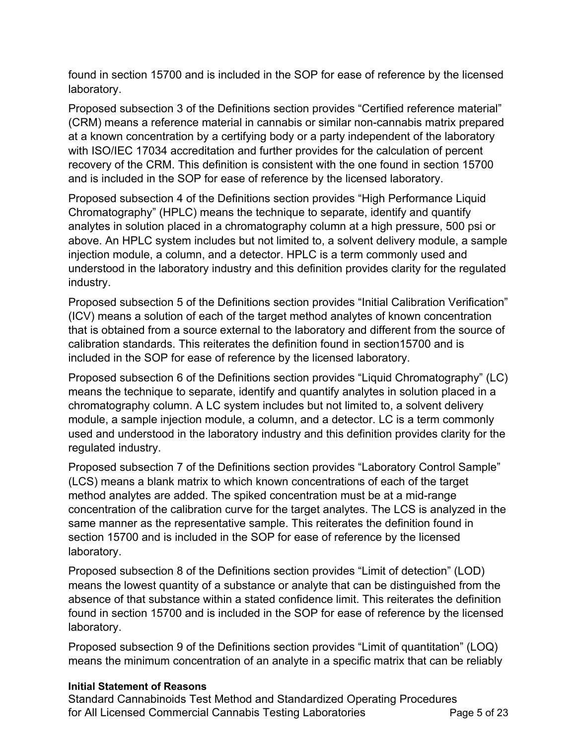found in section 15700 and is included in the SOP for ease of reference by the licensed laboratory.

Proposed subsection 3 of the Definitions section provides “Certified reference material” (CRM) means a reference material in cannabis or similar non-cannabis matrix prepared at a known concentration by a certifying body or a party independent of the laboratory with ISO/IEC 17034 accreditation and further provides for the calculation of percent recovery of the CRM. This definition is consistent with the one found in section 15700 and is included in the SOP for ease of reference by the licensed laboratory.

Proposed subsection 4 of the Definitions section provides “High Performance Liquid Chromatography” (HPLC) means the technique to separate, identify and quantify analytes in solution placed in a chromatography column at a high pressure, 500 psi or above. An HPLC system includes but not limited to, a solvent delivery module, a sample injection module, a column, and a detector. HPLC is a term commonly used and understood in the laboratory industry and this definition provides clarity for the regulated industry.

Proposed subsection 5 of the Definitions section provides “Initial Calibration Verification” (ICV) means a solution of each of the target method analytes of known concentration that is obtained from a source external to the laboratory and different from the source of calibration standards. This reiterates the definition found in section15700 and is included in the SOP for ease of reference by the licensed laboratory.

Proposed subsection 6 of the Definitions section provides “Liquid Chromatography” (LC) means the technique to separate, identify and quantify analytes in solution placed in a chromatography column. A LC system includes but not limited to, a solvent delivery module, a sample injection module, a column, and a detector. LC is a term commonly used and understood in the laboratory industry and this definition provides clarity for the regulated industry.

Proposed subsection 7 of the Definitions section provides “Laboratory Control Sample” (LCS) means a blank matrix to which known concentrations of each of the target method analytes are added. The spiked concentration must be at a mid-range concentration of the calibration curve for the target analytes. The LCS is analyzed in the same manner as the representative sample. This reiterates the definition found in section 15700 and is included in the SOP for ease of reference by the licensed laboratory.

Proposed subsection 8 of the Definitions section provides “Limit of detection” (LOD) means the lowest quantity of a substance or analyte that can be distinguished from the absence of that substance within a stated confidence limit. This reiterates the definition found in section 15700 and is included in the SOP for ease of reference by the licensed laboratory.

Proposed subsection 9 of the Definitions section provides “Limit of quantitation” (LOQ) means the minimum concentration of an analyte in a specific matrix that can be reliably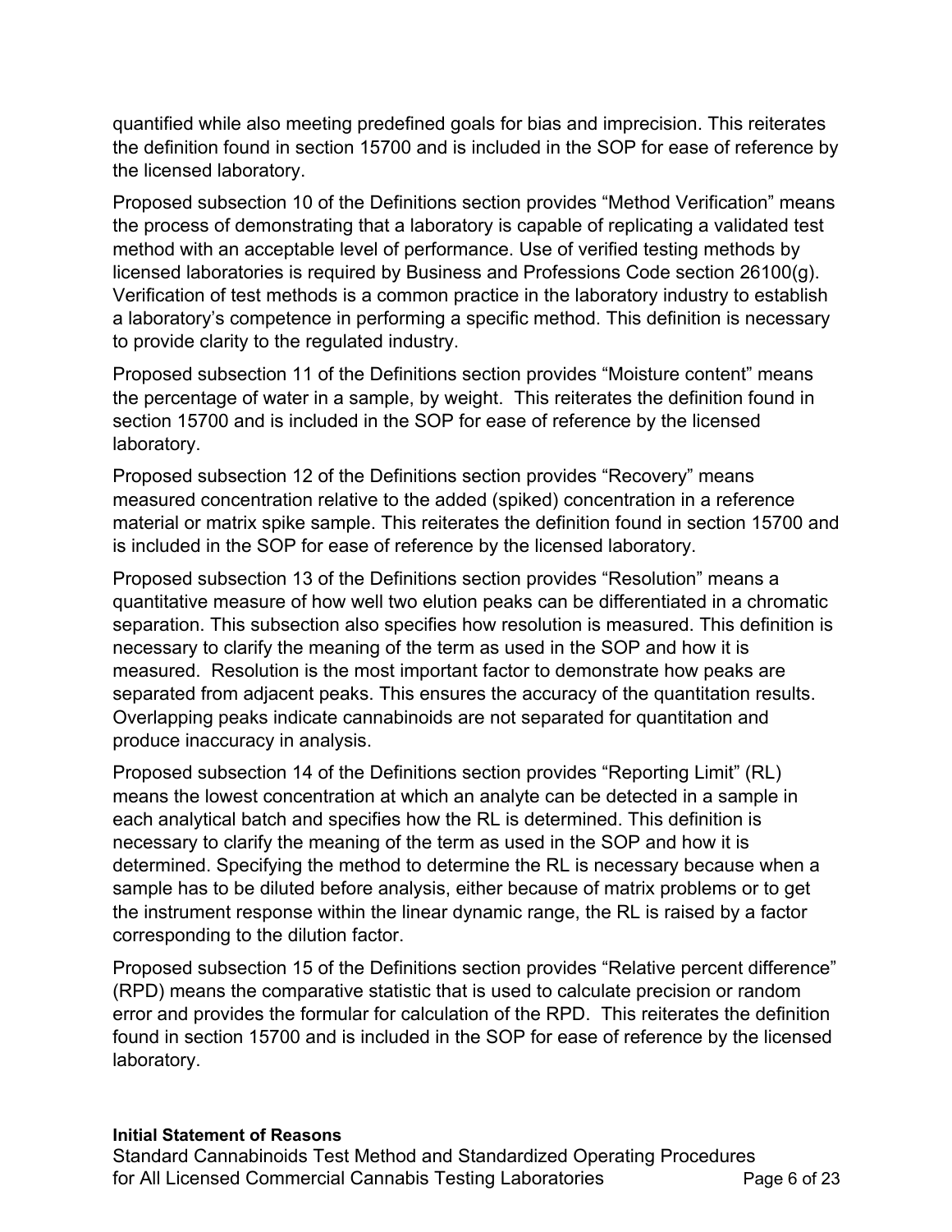quantified while also meeting predefined goals for bias and imprecision. This reiterates the definition found in section 15700 and is included in the SOP for ease of reference by the licensed laboratory.

Proposed subsection 10 of the Definitions section provides “Method Verification” means the process of demonstrating that a laboratory is capable of replicating a validated test method with an acceptable level of performance. Use of verified testing methods by licensed laboratories is required by Business and Professions Code section 26100(g). Verification of test methods is a common practice in the laboratory industry to establish a laboratory’s competence in performing a specific method. This definition is necessary to provide clarity to the regulated industry.

Proposed subsection 11 of the Definitions section provides “Moisture content” means the percentage of water in a sample, by weight. This reiterates the definition found in section 15700 and is included in the SOP for ease of reference by the licensed laboratory.

Proposed subsection 12 of the Definitions section provides “Recovery” means measured concentration relative to the added (spiked) concentration in a reference material or matrix spike sample. This reiterates the definition found in section 15700 and is included in the SOP for ease of reference by the licensed laboratory.

Proposed subsection 13 of the Definitions section provides “Resolution” means a quantitative measure of how well two elution peaks can be differentiated in a chromatic separation. This subsection also specifies how resolution is measured. This definition is necessary to clarify the meaning of the term as used in the SOP and how it is measured. Resolution is the most important factor to demonstrate how peaks are separated from adjacent peaks. This ensures the accuracy of the quantitation results. Overlapping peaks indicate cannabinoids are not separated for quantitation and produce inaccuracy in analysis.

Proposed subsection 14 of the Definitions section provides “Reporting Limit” (RL) means the lowest concentration at which an analyte can be detected in a sample in each analytical batch and specifies how the RL is determined. This definition is necessary to clarify the meaning of the term as used in the SOP and how it is determined. Specifying the method to determine the RL is necessary because when a sample has to be diluted before analysis, either because of matrix problems or to get the instrument response within the linear dynamic range, the RL is raised by a factor corresponding to the dilution factor.

Proposed subsection 15 of the Definitions section provides “Relative percent difference” (RPD) means the comparative statistic that is used to calculate precision or random error and provides the formular for calculation of the RPD. This reiterates the definition found in section 15700 and is included in the SOP for ease of reference by the licensed laboratory.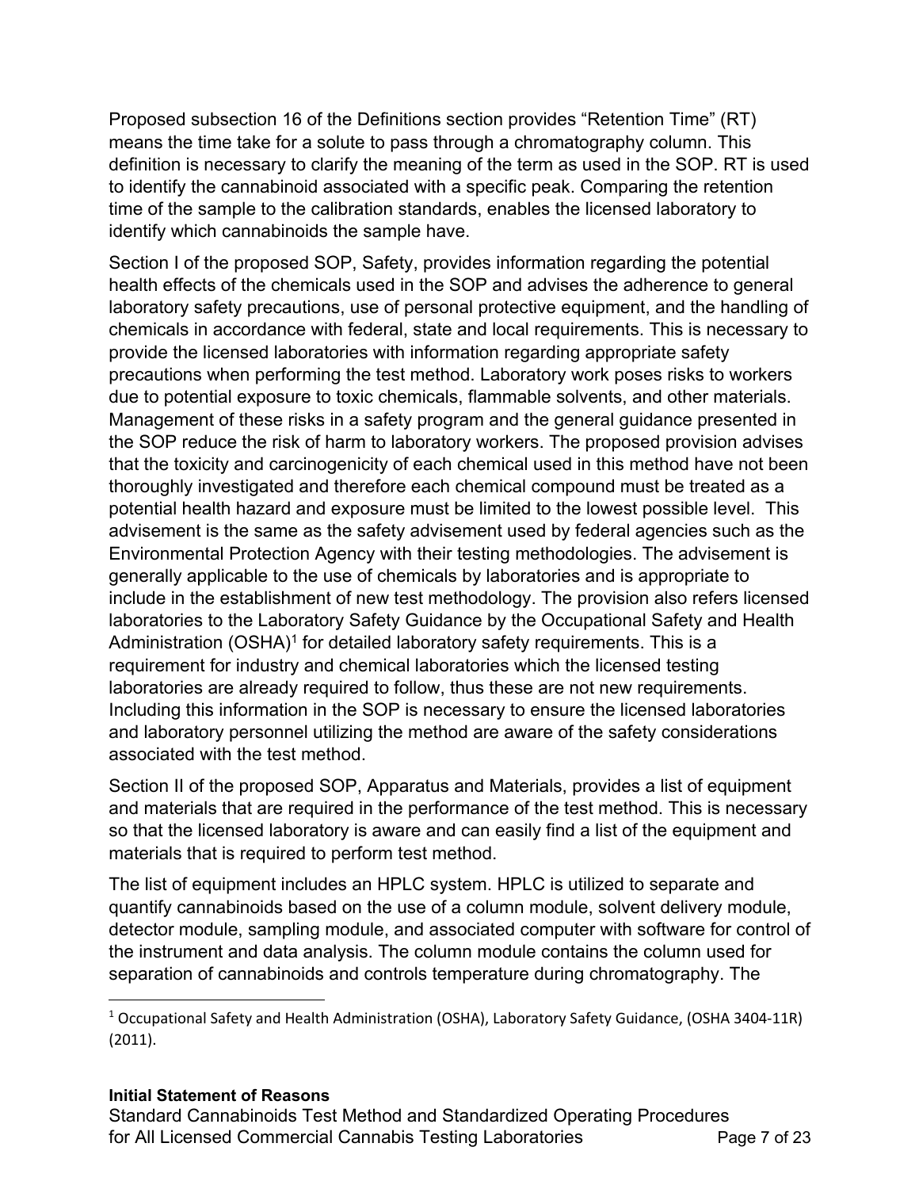Proposed subsection 16 of the Definitions section provides “Retention Time” (RT) means the time take for a solute to pass through a chromatography column. This definition is necessary to clarify the meaning of the term as used in the SOP. RT is used to identify the cannabinoid associated with a specific peak. Comparing the retention time of the sample to the calibration standards, enables the licensed laboratory to identify which cannabinoids the sample have.

Section I of the proposed SOP, Safety, provides information regarding the potential health effects of the chemicals used in the SOP and advises the adherence to general laboratory safety precautions, use of personal protective equipment, and the handling of chemicals in accordance with federal, state and local requirements. This is necessary to provide the licensed laboratories with information regarding appropriate safety precautions when performing the test method. Laboratory work poses risks to workers due to potential exposure to toxic chemicals, flammable solvents, and other materials. Management of these risks in a safety program and the general guidance presented in the SOP reduce the risk of harm to laboratory workers. The proposed provision advises that the toxicity and carcinogenicity of each chemical used in this method have not been thoroughly investigated and therefore each chemical compound must be treated as a potential health hazard and exposure must be limited to the lowest possible level. This advisement is the same as the safety advisement used by federal agencies such as the Environmental Protection Agency with their testing methodologies. The advisement is generally applicable to the use of chemicals by laboratories and is appropriate to include in the establishment of new test methodology. The provision also refers licensed laboratories to the Laboratory Safety Guidance by the Occupational Safety and Health Administration (OSHA)[1] for detailed laboratory safety requirements. This is a requirement for industry and chemical laboratories which the licensed testing laboratories are already required to follow, thus these are not new requirements. Including this information in the SOP is necessary to ensure the licensed laboratories and laboratory personnel utilizing the method are aware of the safety considerations associated with the test method.

Section II of the proposed SOP, Apparatus and Materials, provides a list of equipment and materials that are required in the performance of the test method. This is necessary so that the licensed laboratory is aware and can easily find a list of the equipment and materials that is required to perform test method.

The list of equipment includes an HPLC system. HPLC is utilized to separate and quantify cannabinoids based on the use of a column module, solvent delivery module, detector module, sampling module, and associated computer with software for control of the instrument and data analysis. The column module contains the column used for separation of cannabinoids and controls temperature during chromatography. The

[1] Occupational Safety and Health Administration (OSHA), Laboratory Safety Guidance, (OSHA 3404-11R) (2011).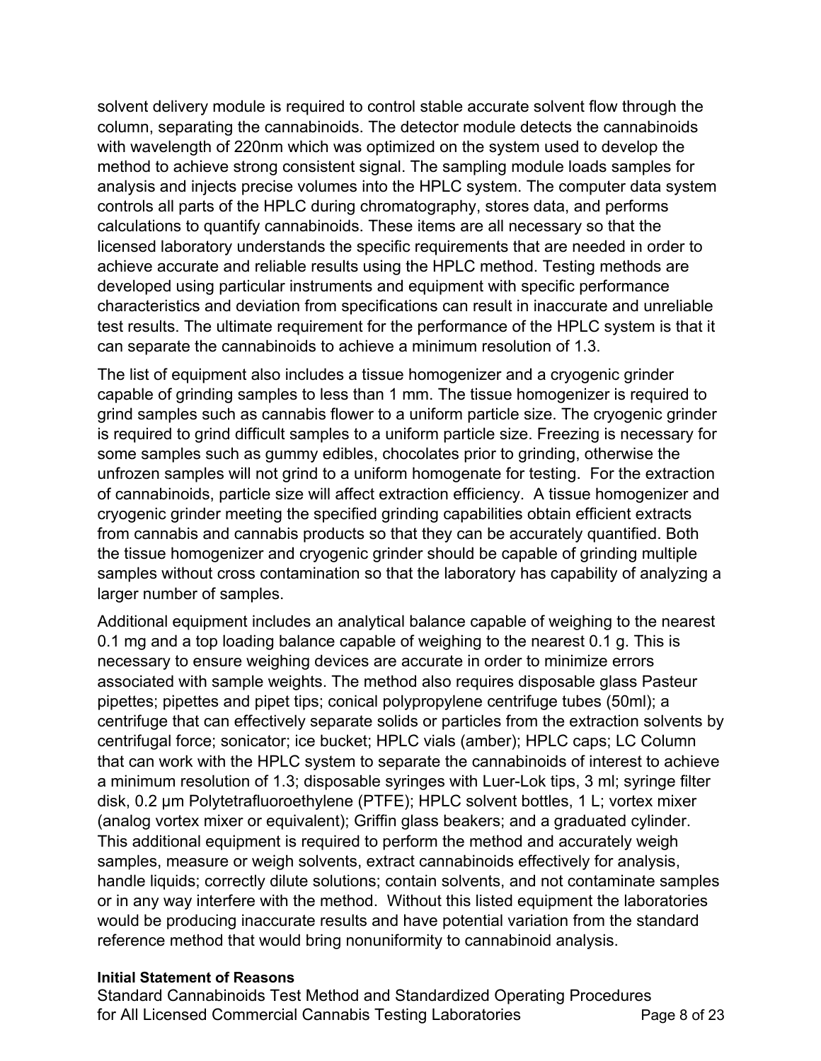solvent delivery module is required to control stable accurate solvent flow through the column, separating the cannabinoids. The detector module detects the cannabinoids with wavelength of 220nm which was optimized on the system used to develop the method to achieve strong consistent signal. The sampling module loads samples for analysis and injects precise volumes into the HPLC system. The computer data system controls all parts of the HPLC during chromatography, stores data, and performs calculations to quantify cannabinoids. These items are all necessary so that the licensed laboratory understands the specific requirements that are needed in order to achieve accurate and reliable results using the HPLC method. Testing methods are developed using particular instruments and equipment with specific performance characteristics and deviation from specifications can result in inaccurate and unreliable test results. The ultimate requirement for the performance of the HPLC system is that it can separate the cannabinoids to achieve a minimum resolution of 1.3.

The list of equipment also includes a tissue homogenizer and a cryogenic grinder capable of grinding samples to less than 1 mm. The tissue homogenizer is required to grind samples such as cannabis flower to a uniform particle size. The cryogenic grinder is required to grind difficult samples to a uniform particle size. Freezing is necessary for some samples such as gummy edibles, chocolates prior to grinding, otherwise the unfrozen samples will not grind to a uniform homogenate for testing. For the extraction of cannabinoids, particle size will affect extraction efficiency. A tissue homogenizer and cryogenic grinder meeting the specified grinding capabilities obtain efficient extracts from cannabis and cannabis products so that they can be accurately quantified. Both the tissue homogenizer and cryogenic grinder should be capable of grinding multiple samples without cross contamination so that the laboratory has capability of analyzing a larger number of samples.

Additional equipment includes an analytical balance capable of weighing to the nearest 0.1 mg and a top loading balance capable of weighing to the nearest 0.1 g. This is necessary to ensure weighing devices are accurate in order to minimize errors associated with sample weights. The method also requires disposable glass Pasteur pipettes; pipettes and pipet tips; conical polypropylene centrifuge tubes (50ml); a centrifuge that can effectively separate solids or particles from the extraction solvents by centrifugal force; sonicator; ice bucket; HPLC vials (amber); HPLC caps; LC Column that can work with the HPLC system to separate the cannabinoids of interest to achieve a minimum resolution of 1.3; disposable syringes with Luer-Lok tips, 3 ml; syringe filter disk, 0.2 µm Polytetrafluoroethylene (PTFE); HPLC solvent bottles, 1 L; vortex mixer (analog vortex mixer or equivalent); Griffin glass beakers; and a graduated cylinder. This additional equipment is required to perform the method and accurately weigh samples, measure or weigh solvents, extract cannabinoids effectively for analysis, handle liquids; correctly dilute solutions; contain solvents, and not contaminate samples or in any way interfere with the method. Without this listed equipment the laboratories would be producing inaccurate results and have potential variation from the standard reference method that would bring nonuniformity to cannabinoid analysis.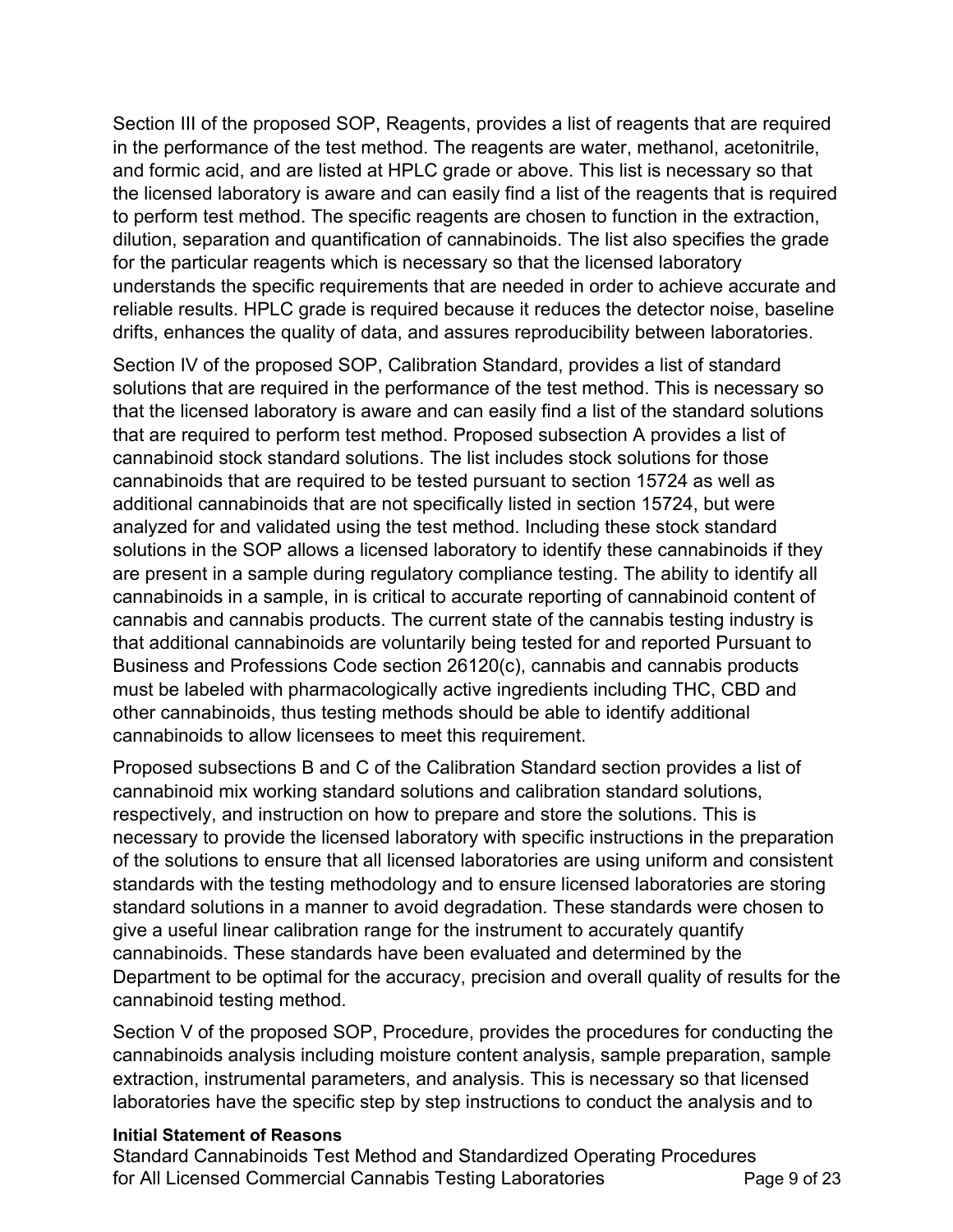Section III of the proposed SOP, Reagents, provides a list of reagents that are required in the performance of the test method. The reagents are water, methanol, acetonitrile, and formic acid, and are listed at HPLC grade or above. This list is necessary so that the licensed laboratory is aware and can easily find a list of the reagents that is required to perform test method. The specific reagents are chosen to function in the extraction, dilution, separation and quantification of cannabinoids. The list also specifies the grade for the particular reagents which is necessary so that the licensed laboratory understands the specific requirements that are needed in order to achieve accurate and reliable results. HPLC grade is required because it reduces the detector noise, baseline drifts, enhances the quality of data, and assures reproducibility between laboratories.

Section IV of the proposed SOP, Calibration Standard, provides a list of standard solutions that are required in the performance of the test method. This is necessary so that the licensed laboratory is aware and can easily find a list of the standard solutions that are required to perform test method. Proposed subsection A provides a list of cannabinoid stock standard solutions. The list includes stock solutions for those cannabinoids that are required to be tested pursuant to section 15724 as well as additional cannabinoids that are not specifically listed in section 15724, but were analyzed for and validated using the test method. Including these stock standard solutions in the SOP allows a licensed laboratory to identify these cannabinoids if they are present in a sample during regulatory compliance testing. The ability to identify all cannabinoids in a sample, in is critical to accurate reporting of cannabinoid content of cannabis and cannabis products. The current state of the cannabis testing industry is that additional cannabinoids are voluntarily being tested for and reported Pursuant to Business and Professions Code section 26120(c), cannabis and cannabis products must be labeled with pharmacologically active ingredients including THC, CBD and other cannabinoids, thus testing methods should be able to identify additional cannabinoids to allow licensees to meet this requirement.

Proposed subsections B and C of the Calibration Standard section provides a list of cannabinoid mix working standard solutions and calibration standard solutions, respectively, and instruction on how to prepare and store the solutions. This is necessary to provide the licensed laboratory with specific instructions in the preparation of the solutions to ensure that all licensed laboratories are using uniform and consistent standards with the testing methodology and to ensure licensed laboratories are storing standard solutions in a manner to avoid degradation. These standards were chosen to give a useful linear calibration range for the instrument to accurately quantify cannabinoids. These standards have been evaluated and determined by the Department to be optimal for the accuracy, precision and overall quality of results for the cannabinoid testing method.

Section V of the proposed SOP, Procedure, provides the procedures for conducting the cannabinoids analysis including moisture content analysis, sample preparation, sample extraction, instrumental parameters, and analysis. This is necessary so that licensed laboratories have the specific step by step instructions to conduct the analysis and to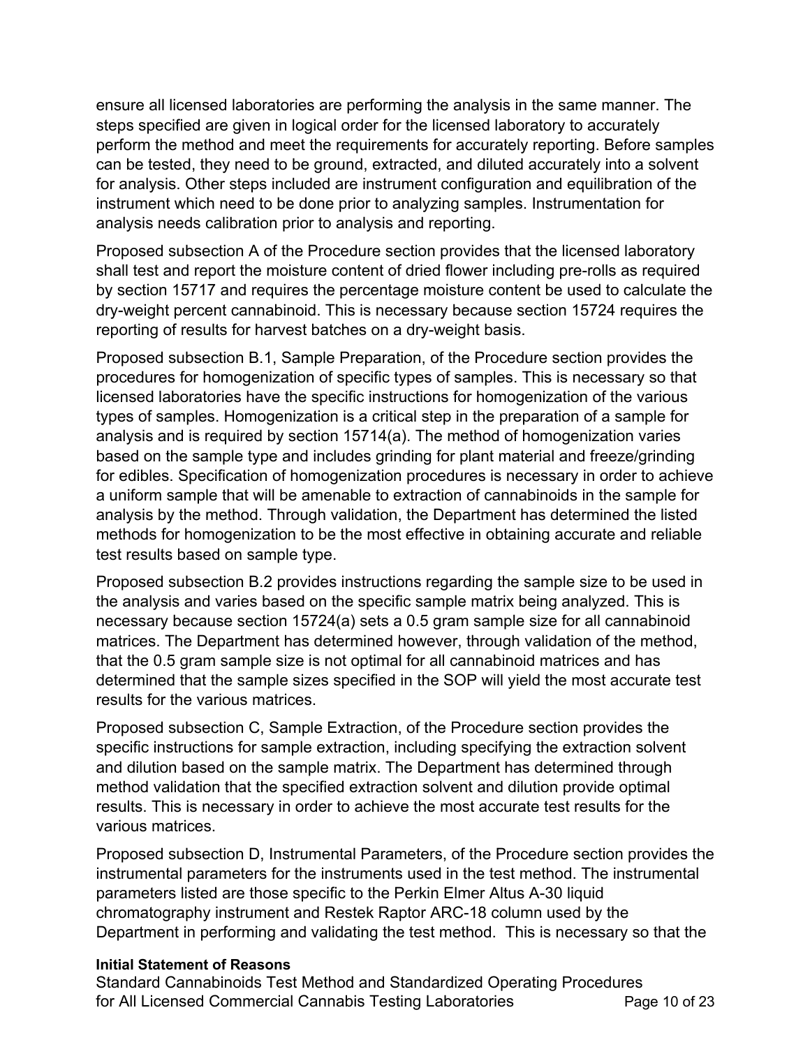ensure all licensed laboratories are performing the analysis in the same manner. The steps specified are given in logical order for the licensed laboratory to accurately perform the method and meet the requirements for accurately reporting. Before samples can be tested, they need to be ground, extracted, and diluted accurately into a solvent for analysis. Other steps included are instrument configuration and equilibration of the instrument which need to be done prior to analyzing samples. Instrumentation for analysis needs calibration prior to analysis and reporting.

Proposed subsection A of the Procedure section provides that the licensed laboratory shall test and report the moisture content of dried flower including pre-rolls as required by section 15717 and requires the percentage moisture content be used to calculate the dry-weight percent cannabinoid. This is necessary because section 15724 requires the reporting of results for harvest batches on a dry-weight basis.

Proposed subsection B.1, Sample Preparation, of the Procedure section provides the procedures for homogenization of specific types of samples. This is necessary so that licensed laboratories have the specific instructions for homogenization of the various types of samples. Homogenization is a critical step in the preparation of a sample for analysis and is required by section 15714(a). The method of homogenization varies based on the sample type and includes grinding for plant material and freeze/grinding for edibles. Specification of homogenization procedures is necessary in order to achieve a uniform sample that will be amenable to extraction of cannabinoids in the sample for analysis by the method. Through validation, the Department has determined the listed methods for homogenization to be the most effective in obtaining accurate and reliable test results based on sample type.

Proposed subsection B.2 provides instructions regarding the sample size to be used in the analysis and varies based on the specific sample matrix being analyzed. This is necessary because section 15724(a) sets a 0.5 gram sample size for all cannabinoid matrices. The Department has determined however, through validation of the method, that the 0.5 gram sample size is not optimal for all cannabinoid matrices and has determined that the sample sizes specified in the SOP will yield the most accurate test results for the various matrices.

Proposed subsection C, Sample Extraction, of the Procedure section provides the specific instructions for sample extraction, including specifying the extraction solvent and dilution based on the sample matrix. The Department has determined through method validation that the specified extraction solvent and dilution provide optimal results. This is necessary in order to achieve the most accurate test results for the various matrices.

Proposed subsection D, Instrumental Parameters, of the Procedure section provides the instrumental parameters for the instruments used in the test method. The instrumental parameters listed are those specific to the Perkin Elmer Altus A-30 liquid chromatography instrument and Restek Raptor ARC-18 column used by the Department in performing and validating the test method. This is necessary so that the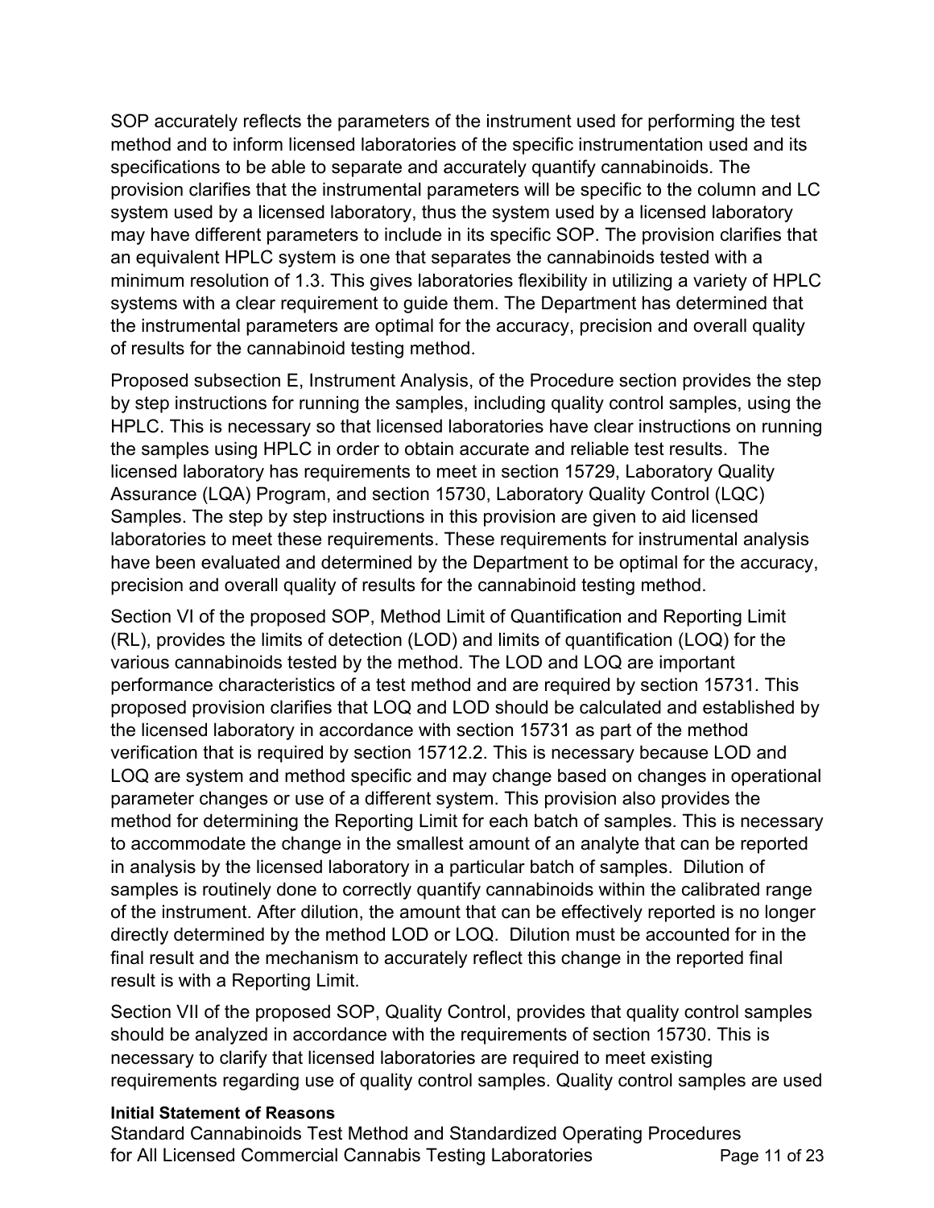SOP accurately reflects the parameters of the instrument used for performing the test method and to inform licensed laboratories of the specific instrumentation used and its specifications to be able to separate and accurately quantify cannabinoids. The provision clarifies that the instrumental parameters will be specific to the column and LC system used by a licensed laboratory, thus the system used by a licensed laboratory may have different parameters to include in its specific SOP. The provision clarifies that an equivalent HPLC system is one that separates the cannabinoids tested with a minimum resolution of 1.3. This gives laboratories flexibility in utilizing a variety of HPLC systems with a clear requirement to guide them. The Department has determined that the instrumental parameters are optimal for the accuracy, precision and overall quality of results for the cannabinoid testing method.

Proposed subsection E, Instrument Analysis, of the Procedure section provides the step by step instructions for running the samples, including quality control samples, using the HPLC. This is necessary so that licensed laboratories have clear instructions on running the samples using HPLC in order to obtain accurate and reliable test results. The licensed laboratory has requirements to meet in section 15729, Laboratory Quality Assurance (LQA) Program, and section 15730, Laboratory Quality Control (LQC) Samples. The step by step instructions in this provision are given to aid licensed laboratories to meet these requirements. These requirements for instrumental analysis have been evaluated and determined by the Department to be optimal for the accuracy, precision and overall quality of results for the cannabinoid testing method.

Section VI of the proposed SOP, Method Limit of Quantification and Reporting Limit (RL), provides the limits of detection (LOD) and limits of quantification (LOQ) for the various cannabinoids tested by the method. The LOD and LOQ are important performance characteristics of a test method and are required by section 15731. This proposed provision clarifies that LOQ and LOD should be calculated and established by the licensed laboratory in accordance with section 15731 as part of the method verification that is required by section 15712.2. This is necessary because LOD and LOQ are system and method specific and may change based on changes in operational parameter changes or use of a different system. This provision also provides the method for determining the Reporting Limit for each batch of samples. This is necessary to accommodate the change in the smallest amount of an analyte that can be reported in analysis by the licensed laboratory in a particular batch of samples. Dilution of samples is routinely done to correctly quantify cannabinoids within the calibrated range of the instrument. After dilution, the amount that can be effectively reported is no longer directly determined by the method LOD or LOQ. Dilution must be accounted for in the final result and the mechanism to accurately reflect this change in the reported final result is with a Reporting Limit.

Section VII of the proposed SOP, Quality Control, provides that quality control samples should be analyzed in accordance with the requirements of section 15730. This is necessary to clarify that licensed laboratories are required to meet existing requirements regarding use of quality control samples. Quality control samples are used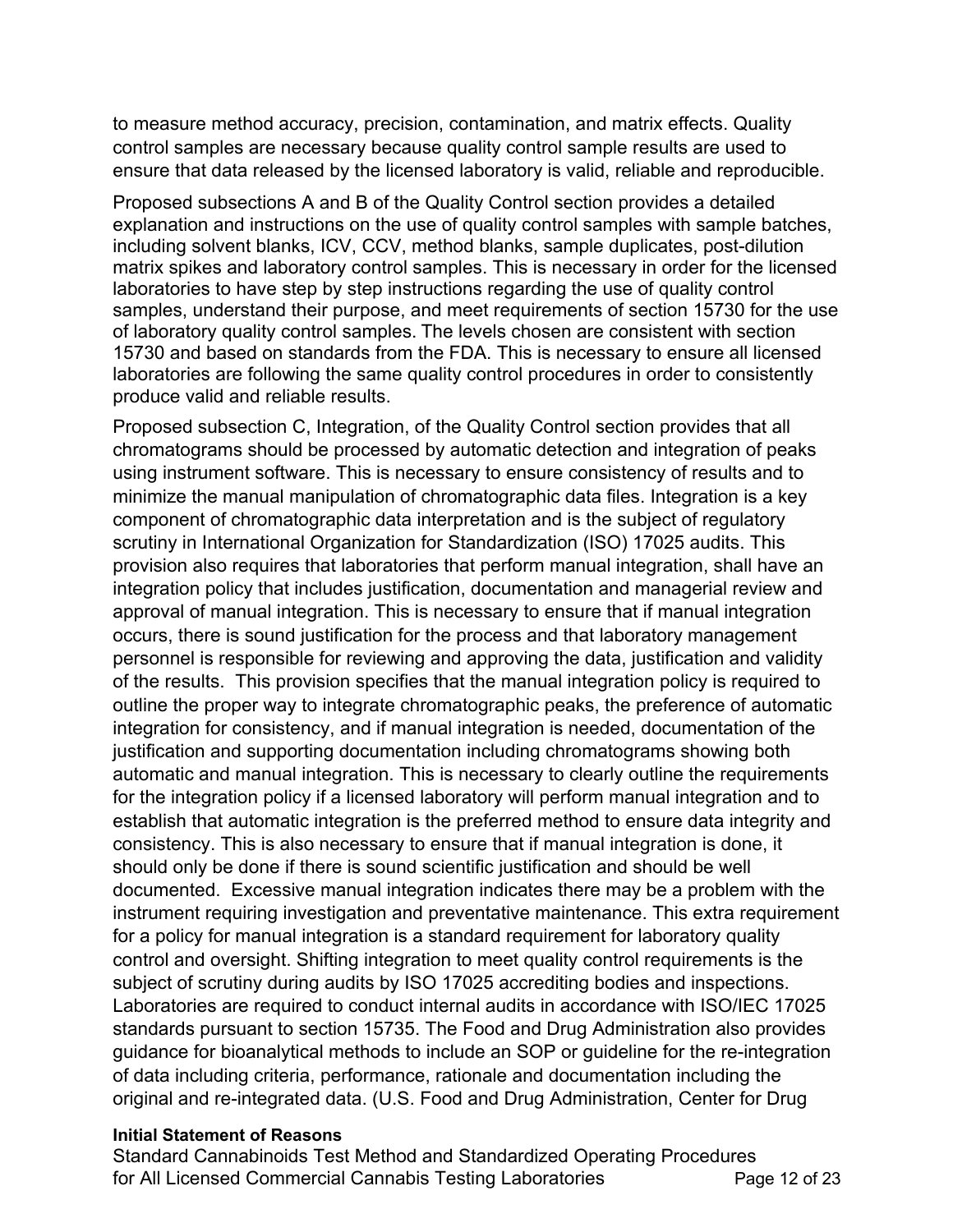to measure method accuracy, precision, contamination, and matrix effects. Quality control samples are necessary because quality control sample results are used to ensure that data released by the licensed laboratory is valid, reliable and reproducible.

Proposed subsections A and B of the Quality Control section provides a detailed explanation and instructions on the use of quality control samples with sample batches, including solvent blanks, ICV, CCV, method blanks, sample duplicates, post-dilution matrix spikes and laboratory control samples. This is necessary in order for the licensed laboratories to have step by step instructions regarding the use of quality control samples, understand their purpose, and meet requirements of section 15730 for the use of laboratory quality control samples. The levels chosen are consistent with section 15730 and based on standards from the FDA. This is necessary to ensure all licensed laboratories are following the same quality control procedures in order to consistently produce valid and reliable results.

Proposed subsection C, Integration, of the Quality Control section provides that all chromatograms should be processed by automatic detection and integration of peaks using instrument software. This is necessary to ensure consistency of results and to minimize the manual manipulation of chromatographic data files. Integration is a key component of chromatographic data interpretation and is the subject of regulatory scrutiny in International Organization for Standardization (ISO) 17025 audits. This provision also requires that laboratories that perform manual integration, shall have an integration policy that includes justification, documentation and managerial review and approval of manual integration. This is necessary to ensure that if manual integration occurs, there is sound justification for the process and that laboratory management personnel is responsible for reviewing and approving the data, justification and validity of the results. This provision specifies that the manual integration policy is required to outline the proper way to integrate chromatographic peaks, the preference of automatic integration for consistency, and if manual integration is needed, documentation of the justification and supporting documentation including chromatograms showing both automatic and manual integration. This is necessary to clearly outline the requirements for the integration policy if a licensed laboratory will perform manual integration and to establish that automatic integration is the preferred method to ensure data integrity and consistency. This is also necessary to ensure that if manual integration is done, it should only be done if there is sound scientific justification and should be well documented. Excessive manual integration indicates there may be a problem with the instrument requiring investigation and preventative maintenance. This extra requirement for a policy for manual integration is a standard requirement for laboratory quality control and oversight. Shifting integration to meet quality control requirements is the subject of scrutiny during audits by ISO 17025 accrediting bodies and inspections. Laboratories are required to conduct internal audits in accordance with ISO/IEC 17025 standards pursuant to section 15735. The Food and Drug Administration also provides guidance for bioanalytical methods to include an SOP or guideline for the re-integration of data including criteria, performance, rationale and documentation including the original and re-integrated data. (U.S. Food and Drug Administration, Center for Drug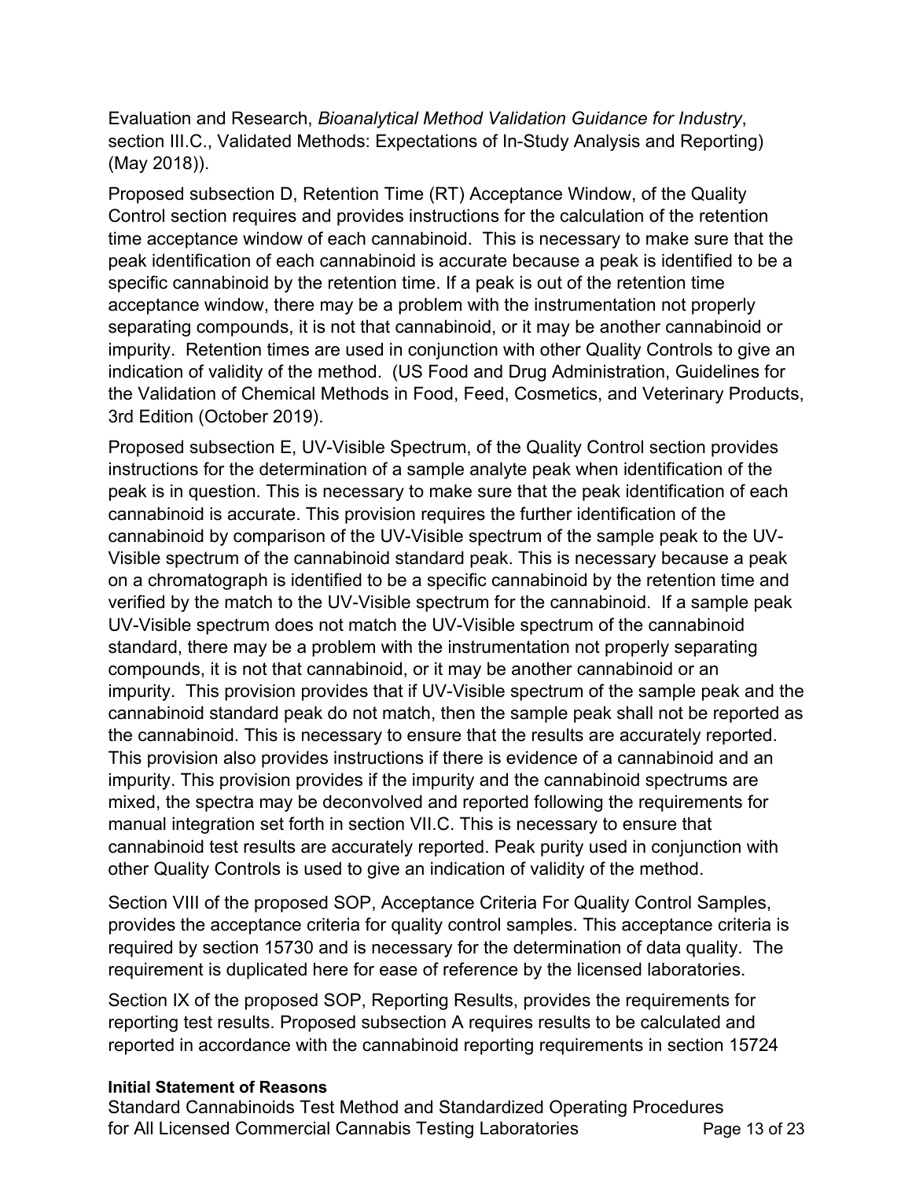Evaluation and Research, *Bioanalytical Method Validation Guidance for Industry*, section III.C., Validated Methods: Expectations of In-Study Analysis and Reporting) (May 2018)).

Proposed subsection D, Retention Time (RT) Acceptance Window, of the Quality Control section requires and provides instructions for the calculation of the retention time acceptance window of each cannabinoid. This is necessary to make sure that the peak identification of each cannabinoid is accurate because a peak is identified to be a specific cannabinoid by the retention time. If a peak is out of the retention time acceptance window, there may be a problem with the instrumentation not properly separating compounds, it is not that cannabinoid, or it may be another cannabinoid or impurity. Retention times are used in conjunction with other Quality Controls to give an indication of validity of the method. (US Food and Drug Administration, Guidelines for the Validation of Chemical Methods in Food, Feed, Cosmetics, and Veterinary Products, 3rd Edition (October 2019).

Proposed subsection E, UV-Visible Spectrum, of the Quality Control section provides instructions for the determination of a sample analyte peak when identification of the peak is in question. This is necessary to make sure that the peak identification of each cannabinoid is accurate. This provision requires the further identification of the cannabinoid by comparison of the UV-Visible spectrum of the sample peak to the UV-Visible spectrum of the cannabinoid standard peak. This is necessary because a peak on a chromatograph is identified to be a specific cannabinoid by the retention time and verified by the match to the UV-Visible spectrum for the cannabinoid. If a sample peak UV-Visible spectrum does not match the UV-Visible spectrum of the cannabinoid standard, there may be a problem with the instrumentation not properly separating compounds, it is not that cannabinoid, or it may be another cannabinoid or an impurity. This provision provides that if UV-Visible spectrum of the sample peak and the cannabinoid standard peak do not match, then the sample peak shall not be reported as the cannabinoid. This is necessary to ensure that the results are accurately reported. This provision also provides instructions if there is evidence of a cannabinoid and an impurity. This provision provides if the impurity and the cannabinoid spectrums are mixed, the spectra may be deconvolved and reported following the requirements for manual integration set forth in section VII.C. This is necessary to ensure that cannabinoid test results are accurately reported. Peak purity used in conjunction with other Quality Controls is used to give an indication of validity of the method.

Section VIII of the proposed SOP, Acceptance Criteria For Quality Control Samples, provides the acceptance criteria for quality control samples. This acceptance criteria is required by section 15730 and is necessary for the determination of data quality. The requirement is duplicated here for ease of reference by the licensed laboratories.

Section IX of the proposed SOP, Reporting Results, provides the requirements for reporting test results. Proposed subsection A requires results to be calculated and reported in accordance with the cannabinoid reporting requirements in section 15724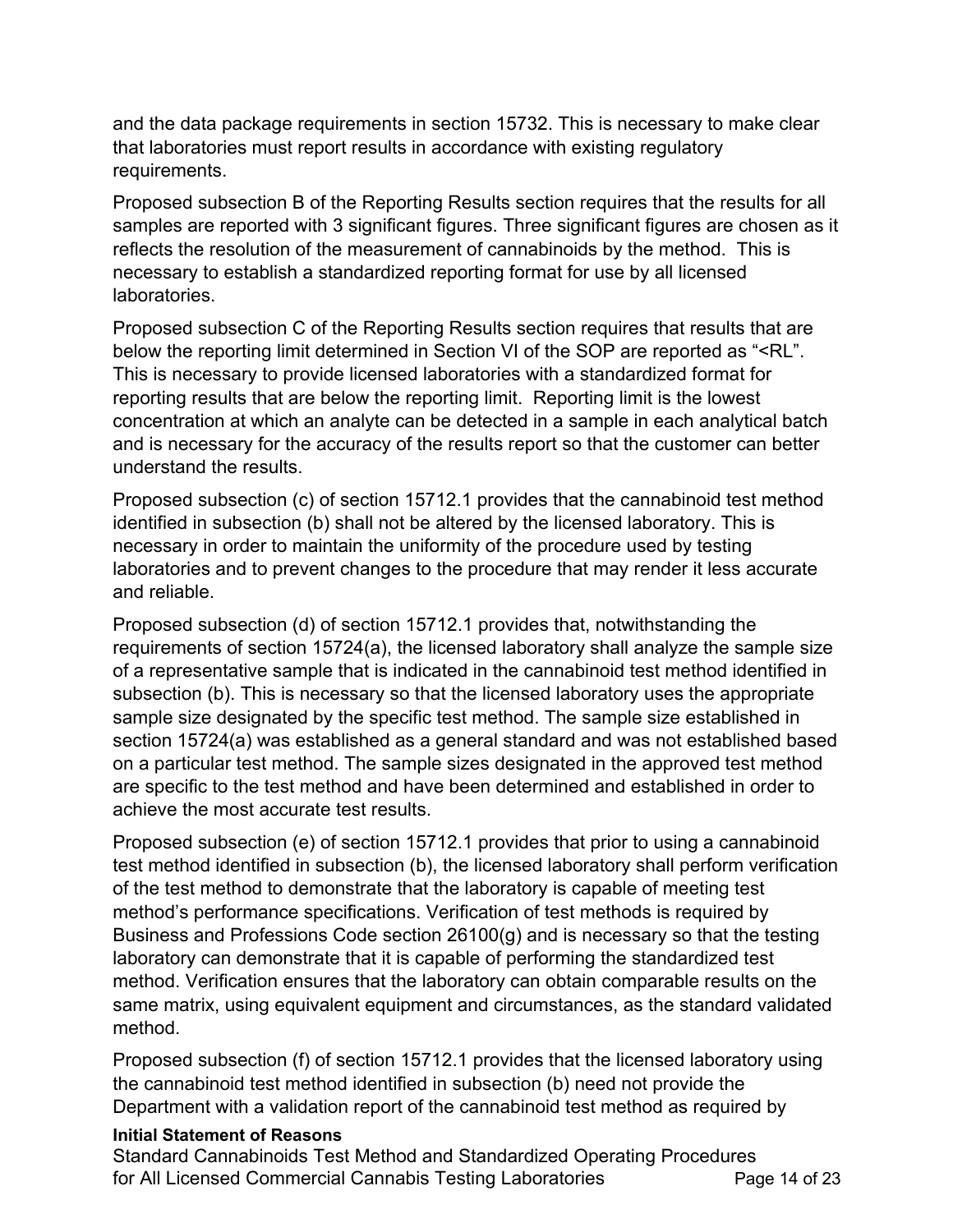and the data package requirements in section 15732. This is necessary to make clear that laboratories must report results in accordance with existing regulatory requirements.

Proposed subsection B of the Reporting Results section requires that the results for all samples are reported with 3 significant figures. Three significant figures are chosen as it reflects the resolution of the measurement of cannabinoids by the method. This is necessary to establish a standardized reporting format for use by all licensed laboratories.

Proposed subsection C of the Reporting Results section requires that results that are below the reporting limit determined in Section VI of the SOP are reported as "<RL". This is necessary to provide licensed laboratories with a standardized format for reporting results that are below the reporting limit. Reporting limit is the lowest concentration at which an analyte can be detected in a sample in each analytical batch and is necessary for the accuracy of the results report so that the customer can better understand the results.

Proposed subsection (c) of section 15712.1 provides that the cannabinoid test method identified in subsection (b) shall not be altered by the licensed laboratory. This is necessary in order to maintain the uniformity of the procedure used by testing laboratories and to prevent changes to the procedure that may render it less accurate and reliable.

Proposed subsection (d) of section 15712.1 provides that, notwithstanding the requirements of section 15724(a), the licensed laboratory shall analyze the sample size of a representative sample that is indicated in the cannabinoid test method identified in subsection (b). This is necessary so that the licensed laboratory uses the appropriate sample size designated by the specific test method. The sample size established in section 15724(a) was established as a general standard and was not established based on a particular test method. The sample sizes designated in the approved test method are specific to the test method and have been determined and established in order to achieve the most accurate test results.

Proposed subsection (e) of section 15712.1 provides that prior to using a cannabinoid test method identified in subsection (b), the licensed laboratory shall perform verification of the test method to demonstrate that the laboratory is capable of meeting test method's performance specifications. Verification of test methods is required by Business and Professions Code section 26100(g) and is necessary so that the testing laboratory can demonstrate that it is capable of performing the standardized test method. Verification ensures that the laboratory can obtain comparable results on the same matrix, using equivalent equipment and circumstances, as the standard validated method.

Proposed subsection (f) of section 15712.1 provides that the licensed laboratory using the cannabinoid test method identified in subsection (b) need not provide the Department with a validation report of the cannabinoid test method as required by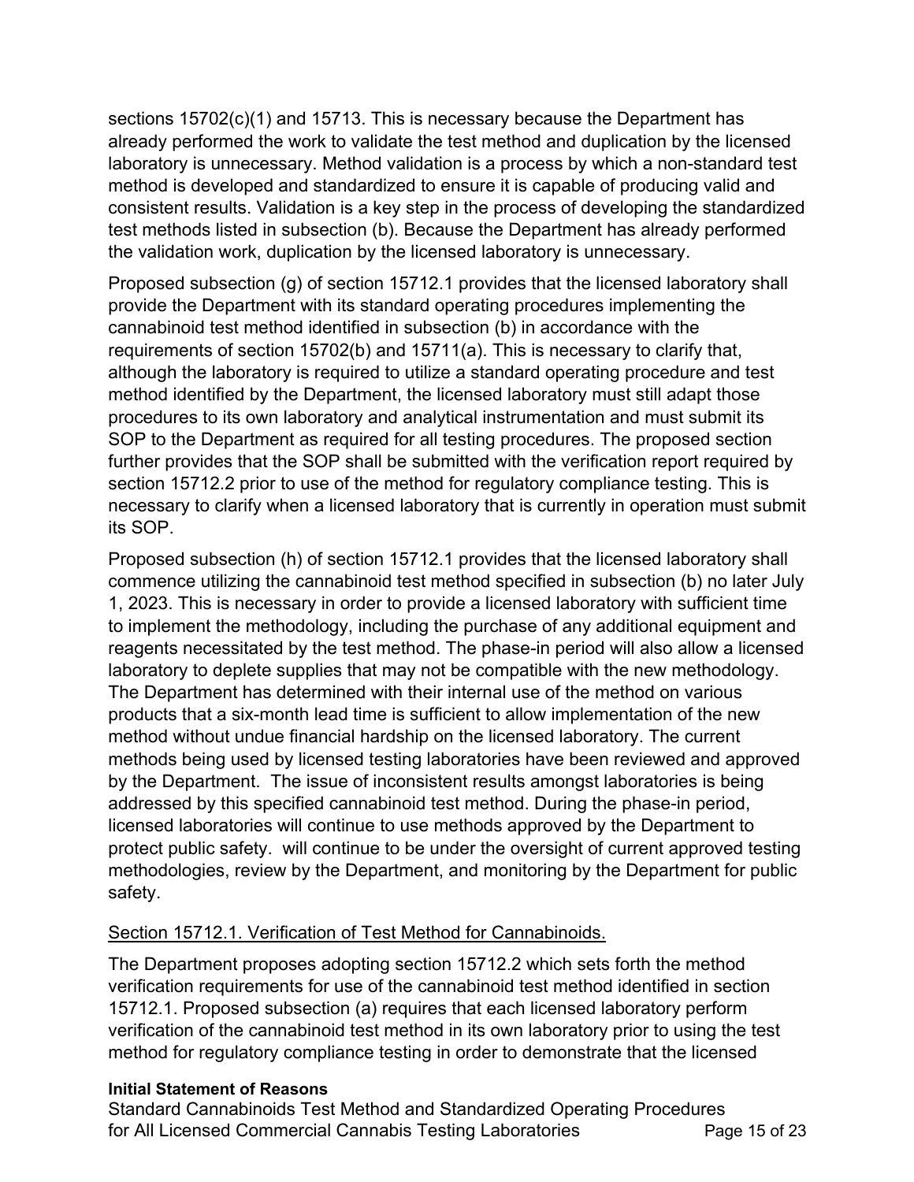sections 15702(c)(1) and 15713. This is necessary because the Department has already performed the work to validate the test method and duplication by the licensed laboratory is unnecessary. Method validation is a process by which a non-standard test method is developed and standardized to ensure it is capable of producing valid and consistent results. Validation is a key step in the process of developing the standardized test methods listed in subsection (b). Because the Department has already performed the validation work, duplication by the licensed laboratory is unnecessary.

Proposed subsection (g) of section 15712.1 provides that the licensed laboratory shall provide the Department with its standard operating procedures implementing the cannabinoid test method identified in subsection (b) in accordance with the requirements of section 15702(b) and 15711(a). This is necessary to clarify that, although the laboratory is required to utilize a standard operating procedure and test method identified by the Department, the licensed laboratory must still adapt those procedures to its own laboratory and analytical instrumentation and must submit its SOP to the Department as required for all testing procedures. The proposed section further provides that the SOP shall be submitted with the verification report required by section 15712.2 prior to use of the method for regulatory compliance testing. This is necessary to clarify when a licensed laboratory that is currently in operation must submit its SOP.

Proposed subsection (h) of section 15712.1 provides that the licensed laboratory shall commence utilizing the cannabinoid test method specified in subsection (b) no later July 1, 2023. This is necessary in order to provide a licensed laboratory with sufficient time to implement the methodology, including the purchase of any additional equipment and reagents necessitated by the test method. The phase-in period will also allow a licensed laboratory to deplete supplies that may not be compatible with the new methodology. The Department has determined with their internal use of the method on various products that a six-month lead time is sufficient to allow implementation of the new method without undue financial hardship on the licensed laboratory. The current methods being used by licensed testing laboratories have been reviewed and approved by the Department. The issue of inconsistent results amongst laboratories is being addressed by this specified cannabinoid test method. During the phase-in period, licensed laboratories will continue to use methods approved by the Department to protect public safety. will continue to be under the oversight of current approved testing methodologies, review by the Department, and monitoring by the Department for public safety.

Section 15712.1. Verification of Test Method for Cannabinoids.

The Department proposes adopting section 15712.2 which sets forth the method verification requirements for use of the cannabinoid test method identified in section 15712.1. Proposed subsection (a) requires that each licensed laboratory perform verification of the cannabinoid test method in its own laboratory prior to using the test method for regulatory compliance testing in order to demonstrate that the licensed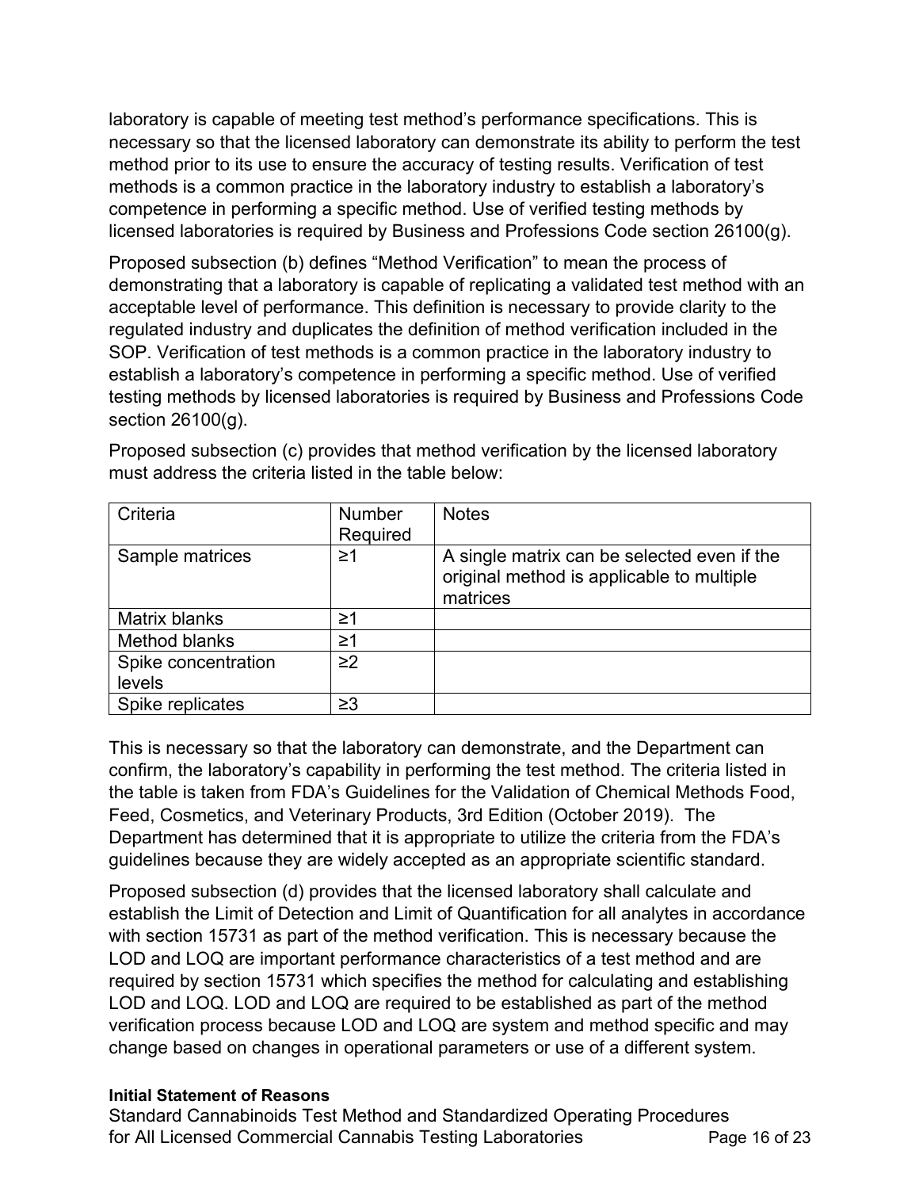laboratory is capable of meeting test method's performance specifications. This is necessary so that the licensed laboratory can demonstrate its ability to perform the test method prior to its use to ensure the accuracy of testing results. Verification of test methods is a common practice in the laboratory industry to establish a laboratory's competence in performing a specific method. Use of verified testing methods by licensed laboratories is required by Business and Professions Code section 26100(g).

Proposed subsection (b) defines "Method Verification" to mean the process of demonstrating that a laboratory is capable of replicating a validated test method with an acceptable level of performance. This definition is necessary to provide clarity to the regulated industry and duplicates the definition of method verification included in the SOP. Verification of test methods is a common practice in the laboratory industry to establish a laboratory's competence in performing a specific method. Use of verified testing methods by licensed laboratories is required by Business and Professions Code section 26100(g).

Proposed subsection (c) provides that method verification by the licensed laboratory must address the criteria listed in the table below:

| Criteria | Number Required | Notes |
|---|---|---|
| Sample matrices | ≥1 | A single matrix can be selected even if the original method is applicable to multiple matrices |
| Matrix blanks | ≥1 | |
| Method blanks | ≥1 | |
| Spike concentration levels | ≥2 | |
| Spike replicates | ≥3 | |

This is necessary so that the laboratory can demonstrate, and the Department can confirm, the laboratory's capability in performing the test method. The criteria listed in the table is taken from FDA's Guidelines for the Validation of Chemical Methods Food, Feed, Cosmetics, and Veterinary Products, 3rd Edition (October 2019). The Department has determined that it is appropriate to utilize the criteria from the FDA's guidelines because they are widely accepted as an appropriate scientific standard.

Proposed subsection (d) provides that the licensed laboratory shall calculate and establish the Limit of Detection and Limit of Quantification for all analytes in accordance with section 15731 as part of the method verification. This is necessary because the LOD and LOQ are important performance characteristics of a test method and are required by section 15731 which specifies the method for calculating and establishing LOD and LOQ. LOD and LOQ are required to be established as part of the method verification process because LOD and LOQ are system and method specific and may change based on changes in operational parameters or use of a different system.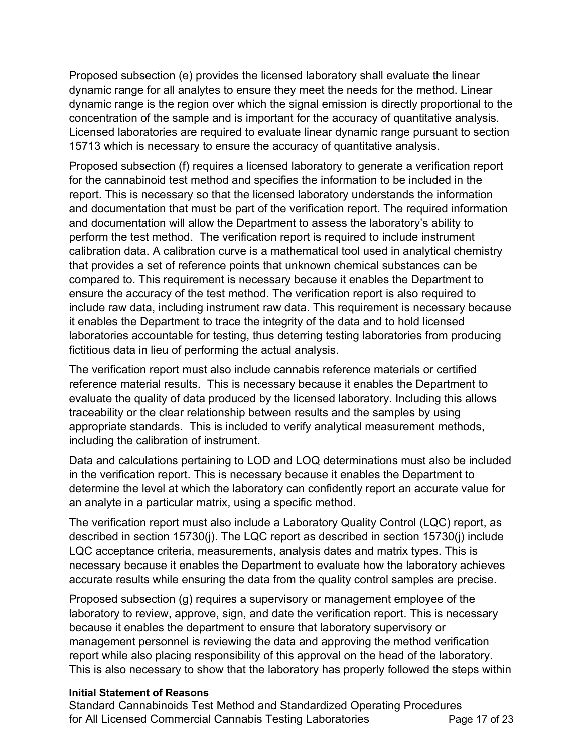Proposed subsection (e) provides the licensed laboratory shall evaluate the linear dynamic range for all analytes to ensure they meet the needs for the method. Linear dynamic range is the region over which the signal emission is directly proportional to the concentration of the sample and is important for the accuracy of quantitative analysis. Licensed laboratories are required to evaluate linear dynamic range pursuant to section 15713 which is necessary to ensure the accuracy of quantitative analysis.

Proposed subsection (f) requires a licensed laboratory to generate a verification report for the cannabinoid test method and specifies the information to be included in the report. This is necessary so that the licensed laboratory understands the information and documentation that must be part of the verification report. The required information and documentation will allow the Department to assess the laboratory's ability to perform the test method. The verification report is required to include instrument calibration data. A calibration curve is a mathematical tool used in analytical chemistry that provides a set of reference points that unknown chemical substances can be compared to. This requirement is necessary because it enables the Department to ensure the accuracy of the test method. The verification report is also required to include raw data, including instrument raw data. This requirement is necessary because it enables the Department to trace the integrity of the data and to hold licensed laboratories accountable for testing, thus deterring testing laboratories from producing fictitious data in lieu of performing the actual analysis.

The verification report must also include cannabis reference materials or certified reference material results. This is necessary because it enables the Department to evaluate the quality of data produced by the licensed laboratory. Including this allows traceability or the clear relationship between results and the samples by using appropriate standards. This is included to verify analytical measurement methods, including the calibration of instrument.

Data and calculations pertaining to LOD and LOQ determinations must also be included in the verification report. This is necessary because it enables the Department to determine the level at which the laboratory can confidently report an accurate value for an analyte in a particular matrix, using a specific method.

The verification report must also include a Laboratory Quality Control (LQC) report, as described in section 15730(j). The LQC report as described in section 15730(j) include LQC acceptance criteria, measurements, analysis dates and matrix types. This is necessary because it enables the Department to evaluate how the laboratory achieves accurate results while ensuring the data from the quality control samples are precise.

Proposed subsection (g) requires a supervisory or management employee of the laboratory to review, approve, sign, and date the verification report. This is necessary because it enables the department to ensure that laboratory supervisory or management personnel is reviewing the data and approving the method verification report while also placing responsibility of this approval on the head of the laboratory. This is also necessary to show that the laboratory has properly followed the steps within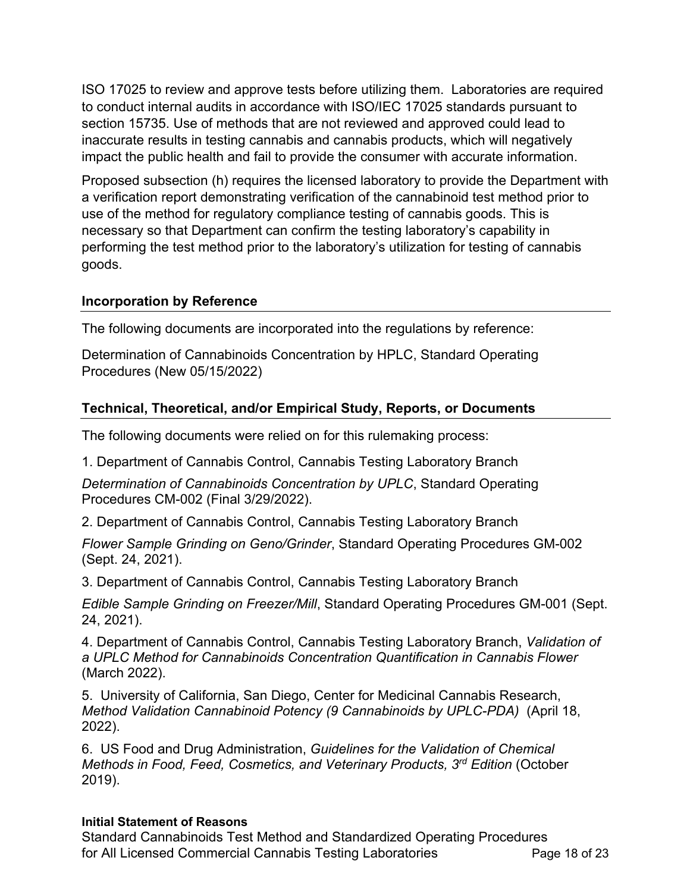ISO 17025 to review and approve tests before utilizing them. Laboratories are required to conduct internal audits in accordance with ISO/IEC 17025 standards pursuant to section 15735. Use of methods that are not reviewed and approved could lead to inaccurate results in testing cannabis and cannabis products, which will negatively impact the public health and fail to provide the consumer with accurate information.

Proposed subsection (h) requires the licensed laboratory to provide the Department with a verification report demonstrating verification of the cannabinoid test method prior to use of the method for regulatory compliance testing of cannabis goods. This is necessary so that Department can confirm the testing laboratory's capability in performing the test method prior to the laboratory's utilization for testing of cannabis goods.

## Incorporation by Reference

The following documents are incorporated into the regulations by reference:

Determination of Cannabinoids Concentration by HPLC, Standard Operating Procedures (New 05/15/2022)

## Technical, Theoretical, and/or Empirical Study, Reports, or Documents

The following documents were relied on for this rulemaking process:

1. Department of Cannabis Control, Cannabis Testing Laboratory Branch

*Determination of Cannabinoids Concentration by UPLC*, Standard Operating Procedures CM-002 (Final 3/29/2022).

2. Department of Cannabis Control, Cannabis Testing Laboratory Branch

*Flower Sample Grinding on Geno/Grinder*, Standard Operating Procedures GM-002 (Sept. 24, 2021).

3. Department of Cannabis Control, Cannabis Testing Laboratory Branch

*Edible Sample Grinding on Freezer/Mill*, Standard Operating Procedures GM-001 (Sept. 24, 2021).

4. Department of Cannabis Control, Cannabis Testing Laboratory Branch, *Validation of a UPLC Method for Cannabinoids Concentration Quantification in Cannabis Flower* (March 2022).

5. University of California, San Diego, Center for Medicinal Cannabis Research, *Method Validation Cannabinoid Potency (9 Cannabinoids by UPLC-PDA)* (April 18, 2022).

6. US Food and Drug Administration, *Guidelines for the Validation of Chemical Methods in Food, Feed, Cosmetics, and Veterinary Products, 3rd Edition* (October 2019).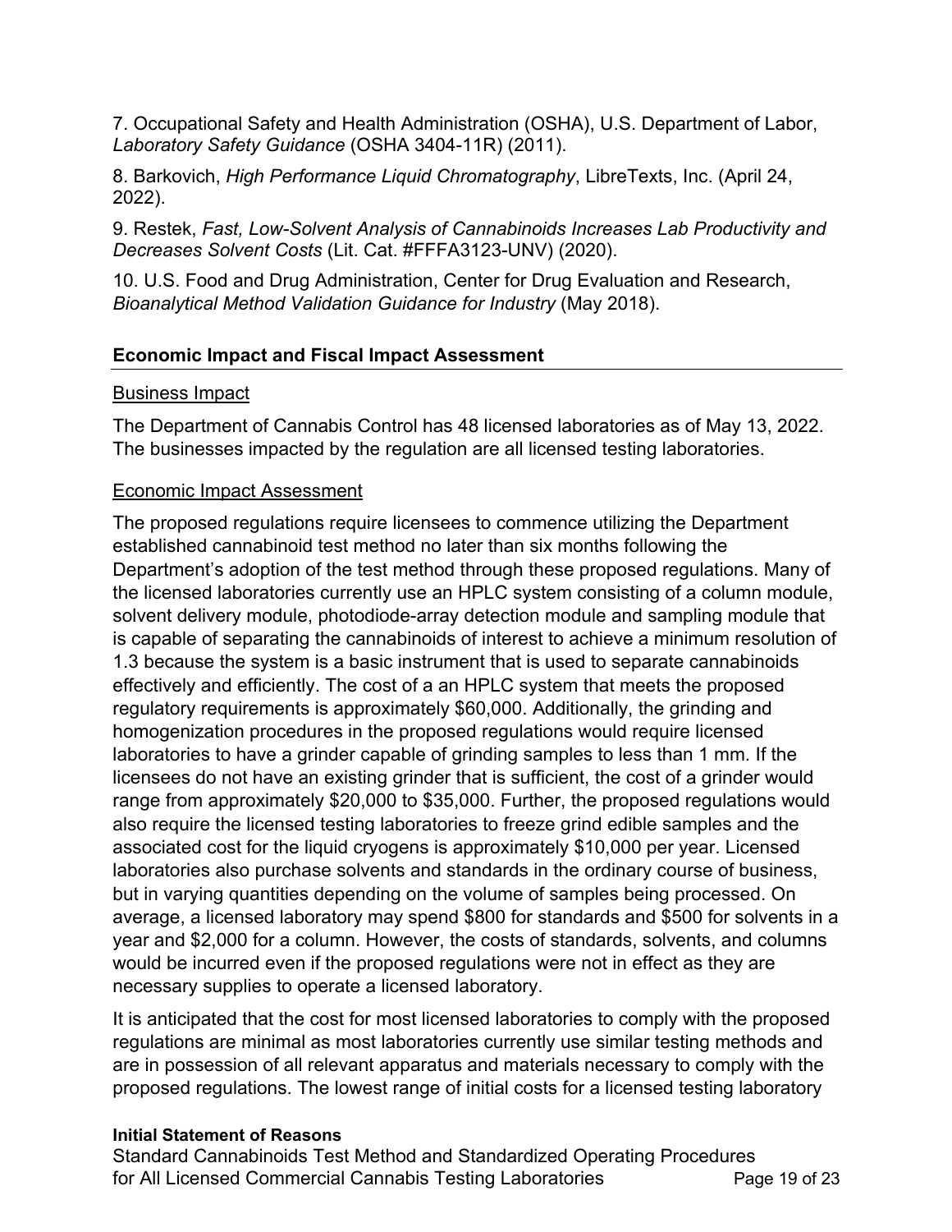7. Occupational Safety and Health Administration (OSHA), U.S. Department of Labor, *Laboratory Safety Guidance* (OSHA 3404-11R) (2011).

8. Barkovich, *High Performance Liquid Chromatography*, LibreTexts, Inc. (April 24, 2022).

9. Restek, *Fast, Low-Solvent Analysis of Cannabinoids Increases Lab Productivity and Decreases Solvent Costs* (Lit. Cat. #FFFA3123-UNV) (2020).

10. U.S. Food and Drug Administration, Center for Drug Evaluation and Research, *Bioanalytical Method Validation Guidance for Industry* (May 2018).

## Economic Impact and Fiscal Impact Assessment

### Business Impact

The Department of Cannabis Control has 48 licensed laboratories as of May 13, 2022. The businesses impacted by the regulation are all licensed testing laboratories.

### Economic Impact Assessment

The proposed regulations require licensees to commence utilizing the Department established cannabinoid test method no later than six months following the Department's adoption of the test method through these proposed regulations. Many of the licensed laboratories currently use an HPLC system consisting of a column module, solvent delivery module, photodiode-array detection module and sampling module that is capable of separating the cannabinoids of interest to achieve a minimum resolution of 1.3 because the system is a basic instrument that is used to separate cannabinoids effectively and efficiently. The cost of a an HPLC system that meets the proposed regulatory requirements is approximately $60,000. Additionally, the grinding and homogenization procedures in the proposed regulations would require licensed laboratories to have a grinder capable of grinding samples to less than 1 mm. If the licensees do not have an existing grinder that is sufficient, the cost of a grinder would range from approximately $20,000 to $35,000. Further, the proposed regulations would also require the licensed testing laboratories to freeze grind edible samples and the associated cost for the liquid cryogens is approximately $10,000 per year. Licensed laboratories also purchase solvents and standards in the ordinary course of business, but in varying quantities depending on the volume of samples being processed. On average, a licensed laboratory may spend $800 for standards and $500 for solvents in a year and $2,000 for a column. However, the costs of standards, solvents, and columns would be incurred even if the proposed regulations were not in effect as they are necessary supplies to operate a licensed laboratory.

It is anticipated that the cost for most licensed laboratories to comply with the proposed regulations are minimal as most laboratories currently use similar testing methods and are in possession of all relevant apparatus and materials necessary to comply with the proposed regulations. The lowest range of initial costs for a licensed testing laboratory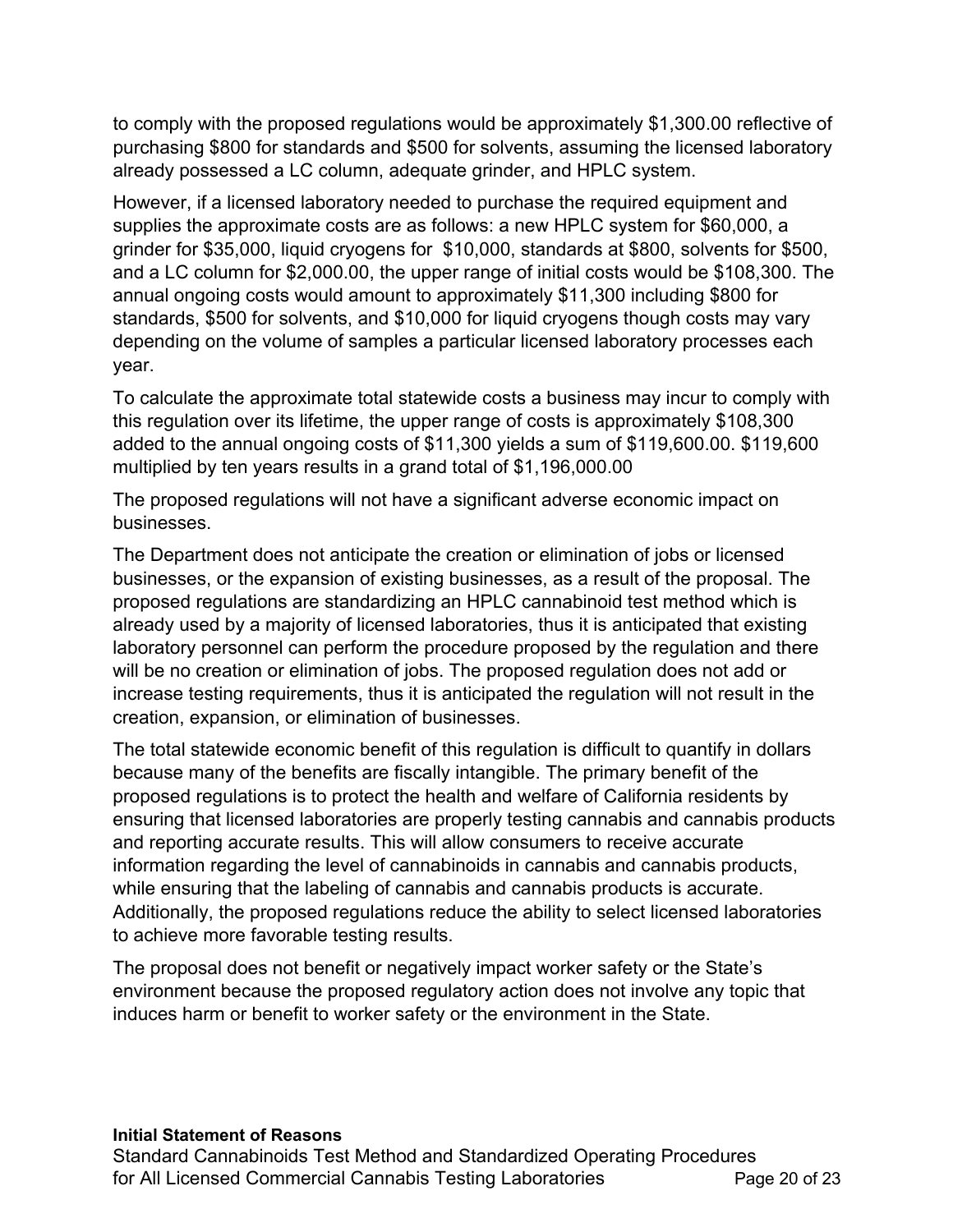to comply with the proposed regulations would be approximately $1,300.00 reflective of purchasing $800 for standards and $500 for solvents, assuming the licensed laboratory already possessed a LC column, adequate grinder, and HPLC system.

However, if a licensed laboratory needed to purchase the required equipment and supplies the approximate costs are as follows: a new HPLC system for $60,000, a grinder for $35,000, liquid cryogens for  $10,000, standards at $800, solvents for $500, and a LC column for $2,000.00, the upper range of initial costs would be $108,300. The annual ongoing costs would amount to approximately $11,300 including $800 for standards, $500 for solvents, and $10,000 for liquid cryogens though costs may vary depending on the volume of samples a particular licensed laboratory processes each year.

To calculate the approximate total statewide costs a business may incur to comply with this regulation over its lifetime, the upper range of costs is approximately $108,300 added to the annual ongoing costs of $11,300 yields a sum of $119,600.00. $119,600 multiplied by ten years results in a grand total of $1,196,000.00

The proposed regulations will not have a significant adverse economic impact on businesses.

The Department does not anticipate the creation or elimination of jobs or licensed businesses, or the expansion of existing businesses, as a result of the proposal. The proposed regulations are standardizing an HPLC cannabinoid test method which is already used by a majority of licensed laboratories, thus it is anticipated that existing laboratory personnel can perform the procedure proposed by the regulation and there will be no creation or elimination of jobs. The proposed regulation does not add or increase testing requirements, thus it is anticipated the regulation will not result in the creation, expansion, or elimination of businesses.

The total statewide economic benefit of this regulation is difficult to quantify in dollars because many of the benefits are fiscally intangible. The primary benefit of the proposed regulations is to protect the health and welfare of California residents by ensuring that licensed laboratories are properly testing cannabis and cannabis products and reporting accurate results. This will allow consumers to receive accurate information regarding the level of cannabinoids in cannabis and cannabis products, while ensuring that the labeling of cannabis and cannabis products is accurate. Additionally, the proposed regulations reduce the ability to select licensed laboratories to achieve more favorable testing results.

The proposal does not benefit or negatively impact worker safety or the State's environment because the proposed regulatory action does not involve any topic that induces harm or benefit to worker safety or the environment in the State.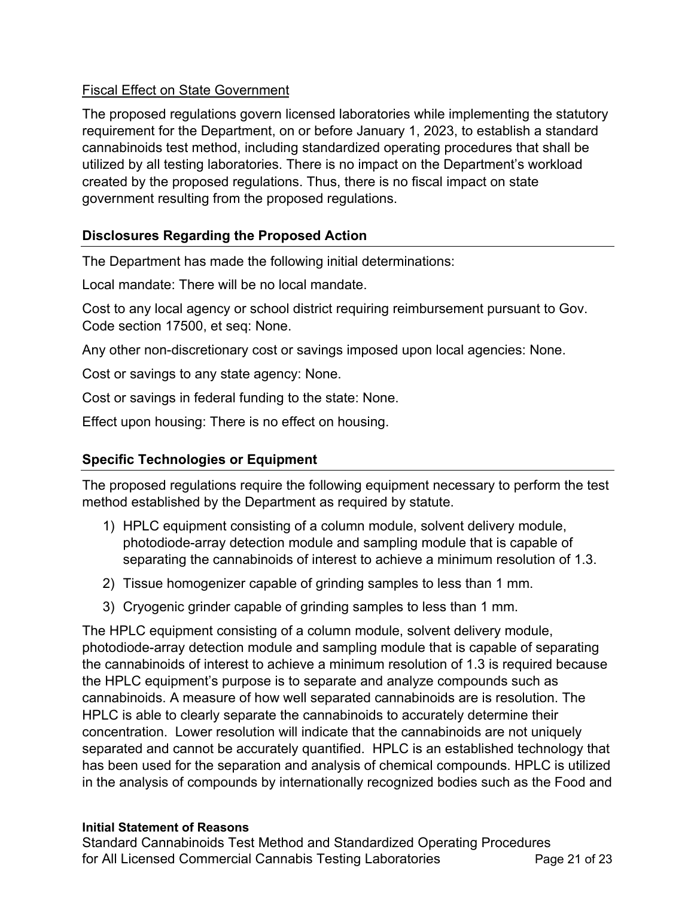Fiscal Effect on State Government

The proposed regulations govern licensed laboratories while implementing the statutory requirement for the Department, on or before January 1, 2023, to establish a standard cannabinoids test method, including standardized operating procedures that shall be utilized by all testing laboratories. There is no impact on the Department's workload created by the proposed regulations. Thus, there is no fiscal impact on state government resulting from the proposed regulations.

## Disclosures Regarding the Proposed Action

The Department has made the following initial determinations:

Local mandate: There will be no local mandate.

Cost to any local agency or school district requiring reimbursement pursuant to Gov. Code section 17500, et seq: None.

Any other non-discretionary cost or savings imposed upon local agencies: None.

Cost or savings to any state agency: None.

Cost or savings in federal funding to the state: None.

Effect upon housing: There is no effect on housing.

## Specific Technologies or Equipment

The proposed regulations require the following equipment necessary to perform the test method established by the Department as required by statute.

1) HPLC equipment consisting of a column module, solvent delivery module, photodiode-array detection module and sampling module that is capable of separating the cannabinoids of interest to achieve a minimum resolution of 1.3.
2) Tissue homogenizer capable of grinding samples to less than 1 mm.
3) Cryogenic grinder capable of grinding samples to less than 1 mm.

The HPLC equipment consisting of a column module, solvent delivery module, photodiode-array detection module and sampling module that is capable of separating the cannabinoids of interest to achieve a minimum resolution of 1.3 is required because the HPLC equipment's purpose is to separate and analyze compounds such as cannabinoids. A measure of how well separated cannabinoids are is resolution. The HPLC is able to clearly separate the cannabinoids to accurately determine their concentration. Lower resolution will indicate that the cannabinoids are not uniquely separated and cannot be accurately quantified. HPLC is an established technology that has been used for the separation and analysis of chemical compounds. HPLC is utilized in the analysis of compounds by internationally recognized bodies such as the Food and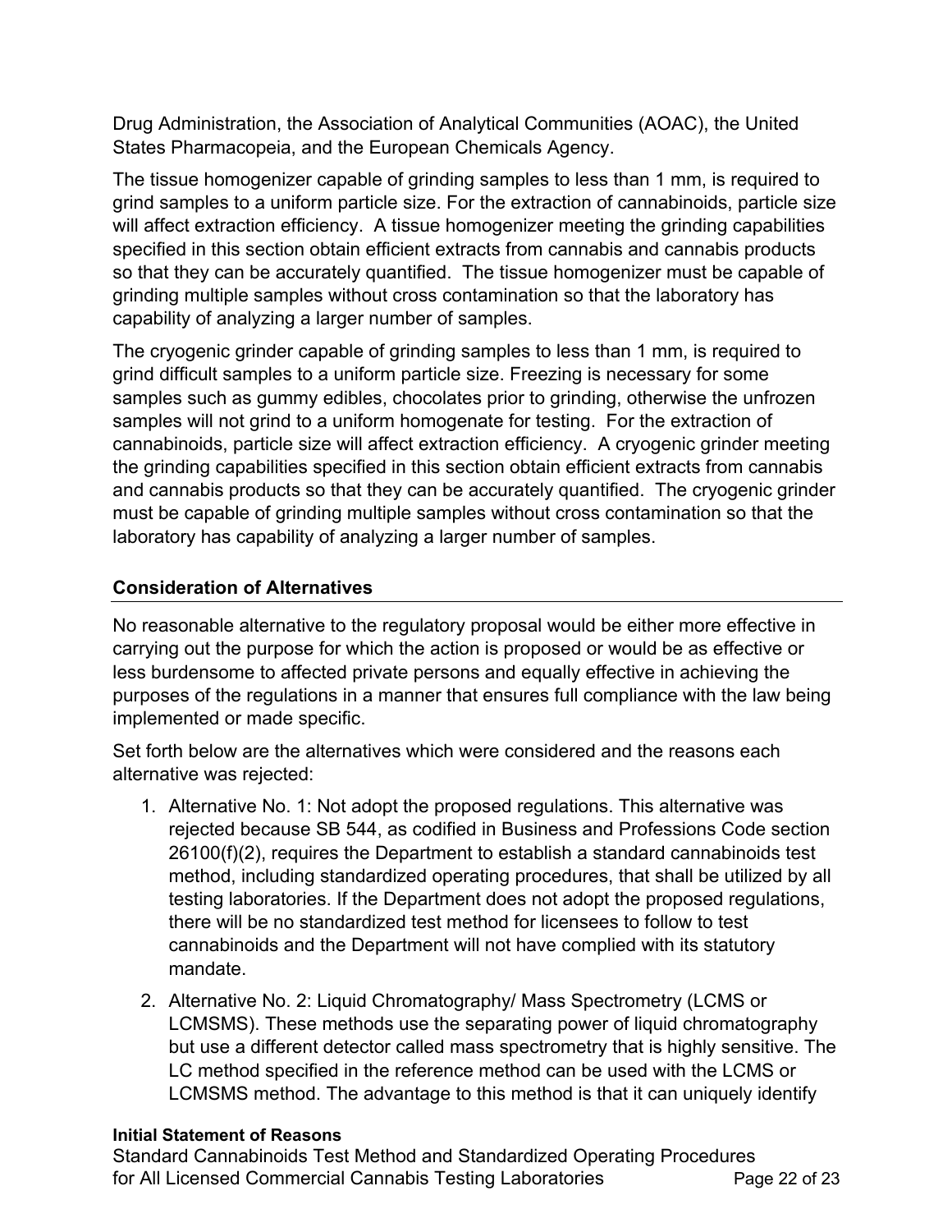Drug Administration, the Association of Analytical Communities (AOAC), the United States Pharmacopeia, and the European Chemicals Agency.

The tissue homogenizer capable of grinding samples to less than 1 mm, is required to grind samples to a uniform particle size. For the extraction of cannabinoids, particle size will affect extraction efficiency. A tissue homogenizer meeting the grinding capabilities specified in this section obtain efficient extracts from cannabis and cannabis products so that they can be accurately quantified. The tissue homogenizer must be capable of grinding multiple samples without cross contamination so that the laboratory has capability of analyzing a larger number of samples.

The cryogenic grinder capable of grinding samples to less than 1 mm, is required to grind difficult samples to a uniform particle size. Freezing is necessary for some samples such as gummy edibles, chocolates prior to grinding, otherwise the unfrozen samples will not grind to a uniform homogenate for testing. For the extraction of cannabinoids, particle size will affect extraction efficiency. A cryogenic grinder meeting the grinding capabilities specified in this section obtain efficient extracts from cannabis and cannabis products so that they can be accurately quantified. The cryogenic grinder must be capable of grinding multiple samples without cross contamination so that the laboratory has capability of analyzing a larger number of samples.

## Consideration of Alternatives

No reasonable alternative to the regulatory proposal would be either more effective in carrying out the purpose for which the action is proposed or would be as effective or less burdensome to affected private persons and equally effective in achieving the purposes of the regulations in a manner that ensures full compliance with the law being implemented or made specific.

Set forth below are the alternatives which were considered and the reasons each alternative was rejected:

1. Alternative No. 1: Not adopt the proposed regulations. This alternative was rejected because SB 544, as codified in Business and Professions Code section 26100(f)(2), requires the Department to establish a standard cannabinoids test method, including standardized operating procedures, that shall be utilized by all testing laboratories. If the Department does not adopt the proposed regulations, there will be no standardized test method for licensees to follow to test cannabinoids and the Department will not have complied with its statutory mandate.
2. Alternative No. 2: Liquid Chromatography/ Mass Spectrometry (LCMS or LCMSMS). These methods use the separating power of liquid chromatography but use a different detector called mass spectrometry that is highly sensitive. The LC method specified in the reference method can be used with the LCMS or LCMSMS method. The advantage to this method is that it can uniquely identify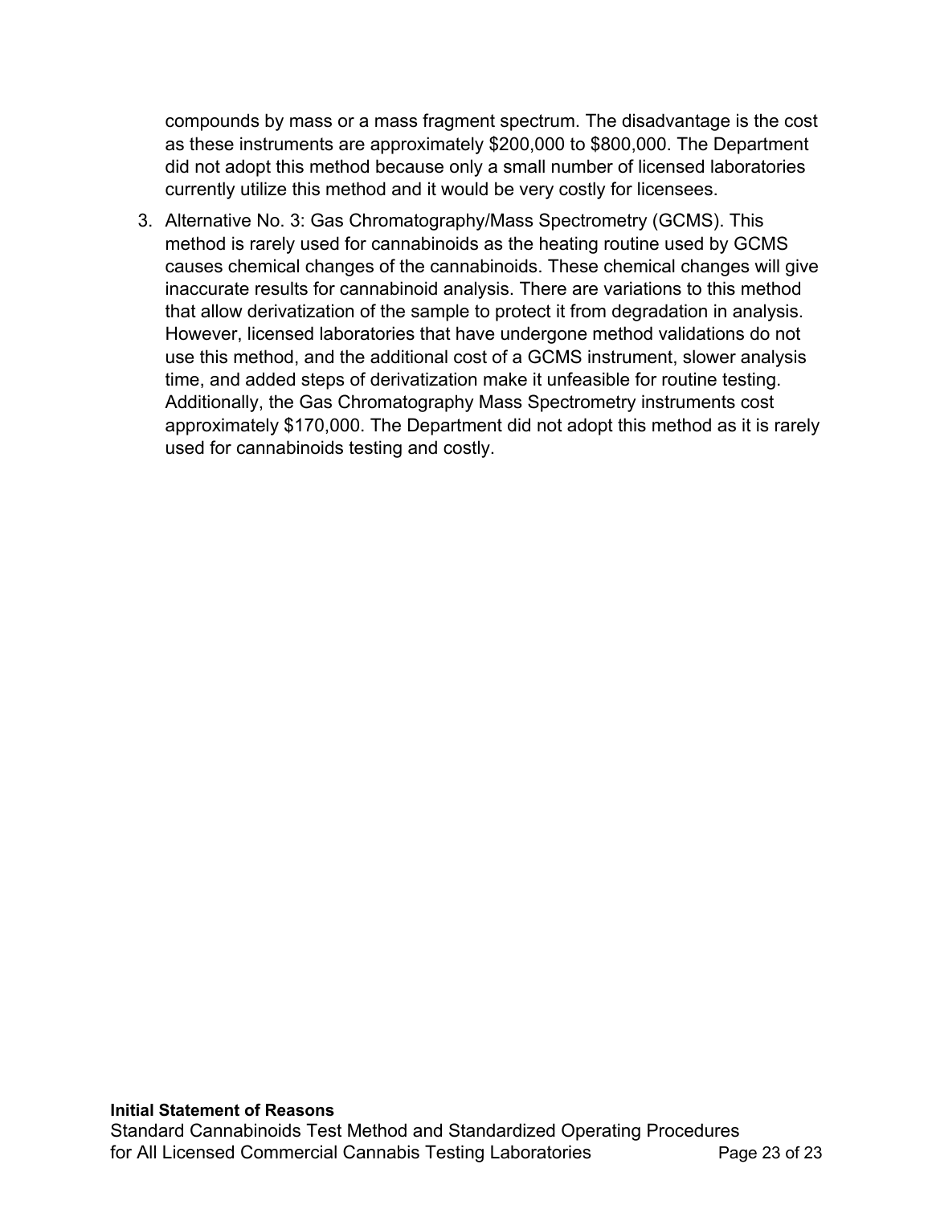compounds by mass or a mass fragment spectrum. The disadvantage is the cost as these instruments are approximately $200,000 to $800,000. The Department did not adopt this method because only a small number of licensed laboratories currently utilize this method and it would be very costly for licensees.

3. Alternative No. 3: Gas Chromatography/Mass Spectrometry (GCMS). This method is rarely used for cannabinoids as the heating routine used by GCMS causes chemical changes of the cannabinoids. These chemical changes will give inaccurate results for cannabinoid analysis. There are variations to this method that allow derivatization of the sample to protect it from degradation in analysis. However, licensed laboratories that have undergone method validations do not use this method, and the additional cost of a GCMS instrument, slower analysis time, and added steps of derivatization make it unfeasible for routine testing. Additionally, the Gas Chromatography Mass Spectrometry instruments cost approximately $170,000. The Department did not adopt this method as it is rarely used for cannabinoids testing and costly.